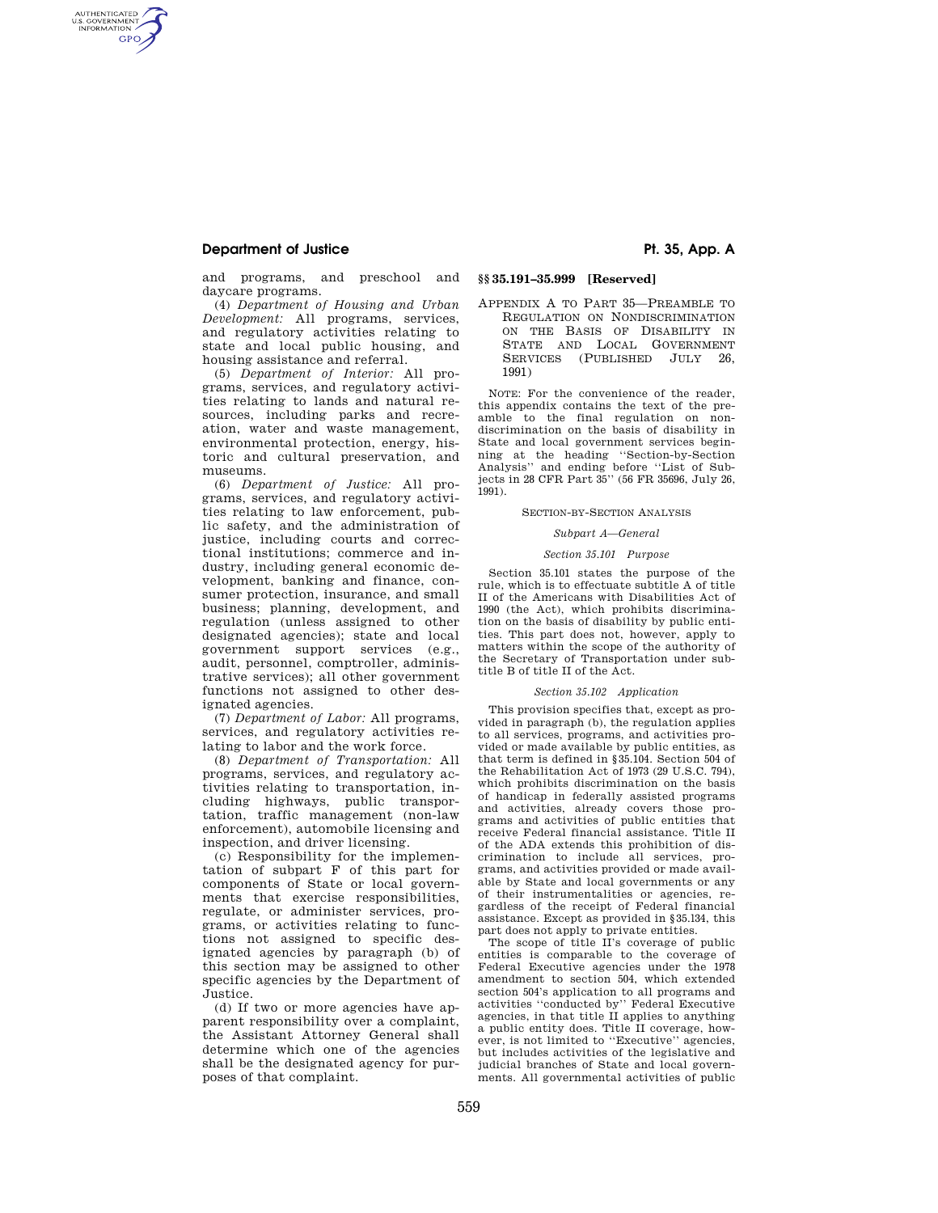and programs, and preschool and daycare programs.

(4) *Department of Housing and Urban Development:* All programs, services, and regulatory activities relating to state and local public housing, and housing assistance and referral.

(5) *Department of Interior:* All programs, services, and regulatory activities relating to lands and natural resources, including parks and recreation, water and waste management, environmental protection, energy, historic and cultural preservation, and museums.

(6) *Department of Justice:* All programs, services, and regulatory activities relating to law enforcement, public safety, and the administration of justice, including courts and correctional institutions; commerce and industry, including general economic development, banking and finance, consumer protection, insurance, and small business; planning, development, and regulation (unless assigned to other designated agencies); state and local government support services (e.g., audit, personnel, comptroller, administrative services); all other government functions not assigned to other designated agencies.

(7) *Department of Labor:* All programs, services, and regulatory activities relating to labor and the work force.

(8) *Department of Transportation:* All programs, services, and regulatory activities relating to transportation, including highways, public transportation, traffic management (non-law enforcement), automobile licensing and inspection, and driver licensing.

(c) Responsibility for the implementation of subpart F of this part for components of State or local governments that exercise responsibilities, regulate, or administer services, programs, or activities relating to functions not assigned to specific designated agencies by paragraph (b) of this section may be assigned to other specific agencies by the Department of Justice.

(d) If two or more agencies have apparent responsibility over a complaint, the Assistant Attorney General shall determine which one of the agencies shall be the designated agency for purposes of that complaint.

## §§ 35.191–35.999 [Reserved]

## Appendix A to Part 35—Preamble to Regulation on Nondiscrimination on the Basis of Disability in State and Local Government Services (Published July 26, 1991)

NOTE: For the convenience of the reader, this appendix contains the text of the preamble to the final regulation on nondiscrimination on the basis of disability in State and local government services beginning at the heading "Section-by-Section Analysis" and ending before "List of Subjects in 28 CFR Part 35" (56 FR 35696, July 26, 1991).

### Section-by-Section Analysis

#### *Subpart A—General*

##### *Section 35.101 Purpose*

Section 35.101 states the purpose of the rule, which is to effectuate subtitle A of title II of the Americans with Disabilities Act of 1990 (the Act), which prohibits discrimination on the basis of disability by public entities. This part does not, however, apply to matters within the scope of the authority of the Secretary of Transportation under subtitle B of title II of the Act.

##### *Section 35.102 Application*

This provision specifies that, except as provided in paragraph (b), the regulation applies to all services, programs, and activities provided or made available by public entities, as that term is defined in §35.104. Section 504 of the Rehabilitation Act of 1973 (29 U.S.C. 794), which prohibits discrimination on the basis of handicap in federally assisted programs and activities, already covers those programs and activities of public entities that receive Federal financial assistance. Title II of the ADA extends this prohibition of discrimination to include all services, programs, and activities provided or made available by State and local governments or any of their instrumentalities or agencies, regardless of the receipt of Federal financial assistance. Except as provided in §35.134, this part does not apply to private entities.

The scope of title II's coverage of public entities is comparable to the coverage of Federal Executive agencies under the 1978 amendment to section 504, which extended section 504's application to all programs and activities "conducted by" Federal Executive agencies, in that title II applies to anything a public entity does. Title II coverage, however, is not limited to "Executive" agencies, but includes activities of the legislative and judicial branches of State and local governments. All governmental activities of public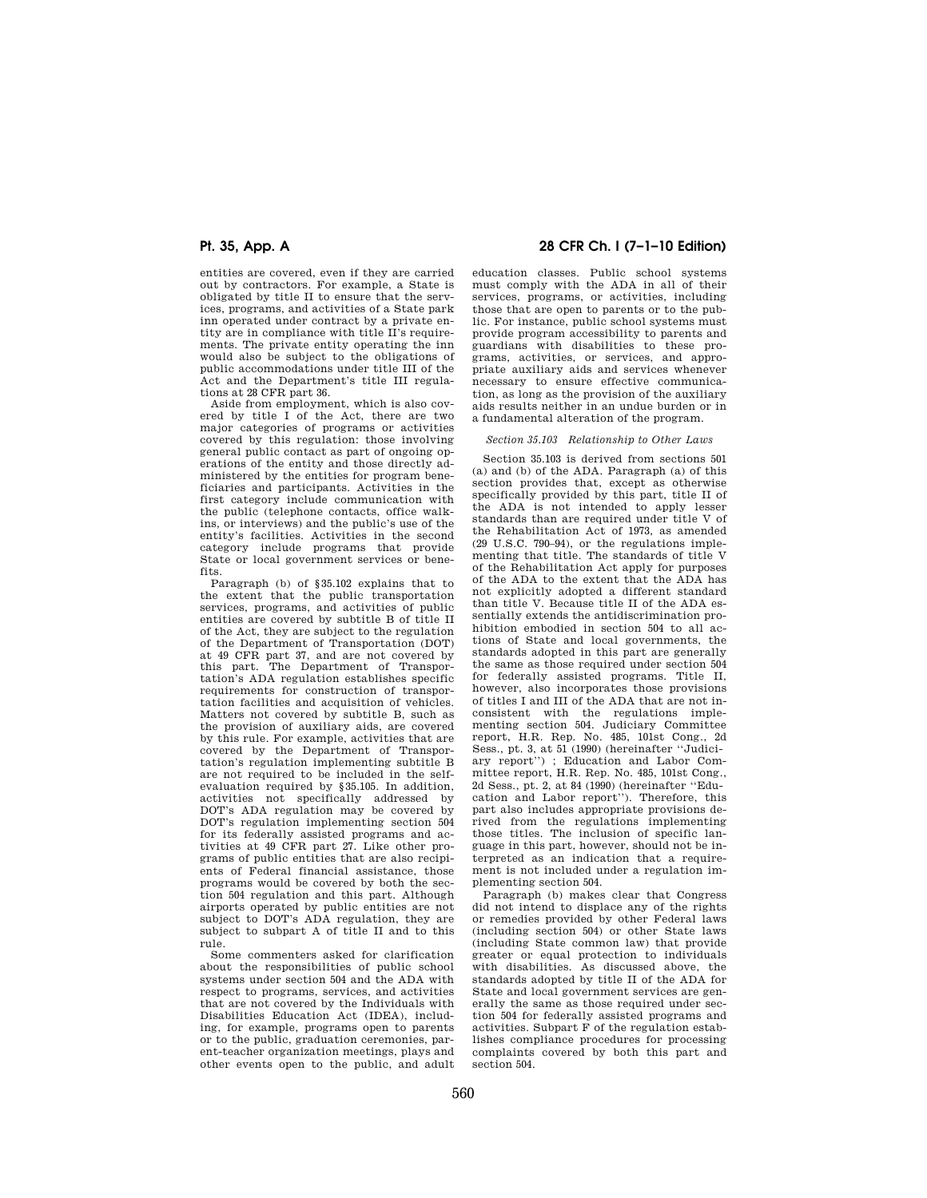entities are covered, even if they are carried out by contractors. For example, a State is obligated by title II to ensure that the services, programs, and activities of a State park inn operated under contract by a private entity are in compliance with title II's requirements. The private entity operating the inn would also be subject to the obligations of public accommodations under title III of the Act and the Department's title III regulations at 28 CFR part 36.

Aside from employment, which is also covered by title I of the Act, there are two major categories of programs or activities covered by this regulation: those involving general public contact as part of ongoing operations of the entity and those directly administered by the entities for program beneficiaries and participants. Activities in the first category include communication with the public (telephone contacts, office walk-ins, or interviews) and the public's use of the entity's facilities. Activities in the second category include programs that provide State or local government services or benefits.

Paragraph (b) of §35.102 explains that to the extent that the public transportation services, programs, and activities of public entities are covered by subtitle B of title II of the Act, they are subject to the regulation of the Department of Transportation (DOT) at 49 CFR part 37, and are not covered by this part. The Department of Transportation's ADA regulation establishes specific requirements for construction of transportation facilities and acquisition of vehicles. Matters not covered by subtitle B, such as the provision of auxiliary aids, are covered by this rule. For example, activities that are covered by the Department of Transportation's regulation implementing subtitle B are not required to be included in the self-evaluation required by §35.105. In addition, activities not specifically addressed by DOT's ADA regulation may be covered by DOT's regulation implementing section 504 for its federally assisted programs and activities at 49 CFR part 27. Like other programs of public entities that are also recipients of Federal financial assistance, those programs would be covered by both the section 504 regulation and this part. Although airports operated by public entities are not subject to DOT's ADA regulation, they are subject to subpart A of title II and to this rule.

Some commenters asked for clarification about the responsibilities of public school systems under section 504 and the ADA with respect to programs, services, and activities that are not covered by the Individuals with Disabilities Education Act (IDEA), including, for example, programs open to parents or to the public, graduation ceremonies, parent-teacher organization meetings, plays and other events open to the public, and adult education classes. Public school systems must comply with the ADA in all of their services, programs, or activities, including those that are open to parents or to the public. For instance, public school systems must provide program accessibility to parents and guardians with disabilities to these programs, activities, or services, and appropriate auxiliary aids and services whenever necessary to ensure effective communication, as long as the provision of the auxiliary aids results neither in an undue burden or in a fundamental alteration of the program.

*Section 35.103 Relationship to Other Laws*

Section 35.103 is derived from sections 501 (a) and (b) of the ADA. Paragraph (a) of this section provides that, except as otherwise specifically provided by this part, title II of the ADA is not intended to apply lesser standards than are required under title V of the Rehabilitation Act of 1973, as amended (29 U.S.C. 790–94), or the regulations implementing that title. The standards of title V of the Rehabilitation Act apply for purposes of the ADA to the extent that the ADA has not explicitly adopted a different standard than title V. Because title II of the ADA essentially extends the antidiscrimination prohibition embodied in section 504 to all actions of State and local governments, the standards adopted in this part are generally the same as those required under section 504 for federally assisted programs. Title II, however, also incorporates those provisions of titles I and III of the ADA that are not inconsistent with the regulations implementing section 504. Judiciary Committee report, H.R. Rep. No. 485, 101st Cong., 2d Sess., pt. 3, at 51 (1990) (hereinafter ''Judiciary report'') ; Education and Labor Committee report, H.R. Rep. No. 485, 101st Cong., 2d Sess., pt. 2, at 84 (1990) (hereinafter ''Education and Labor report''). Therefore, this part also includes appropriate provisions derived from the regulations implementing those titles. The inclusion of specific language in this part, however, should not be interpreted as an indication that a requirement is not included under a regulation implementing section 504.

Paragraph (b) makes clear that Congress did not intend to displace any of the rights or remedies provided by other Federal laws (including section 504) or other State laws (including State common law) that provide greater or equal protection to individuals with disabilities. As discussed above, the standards adopted by title II of the ADA for State and local government services are generally the same as those required under section 504 for federally assisted programs and activities. Subpart F of the regulation establishes compliance procedures for processing complaints covered by both this part and section 504.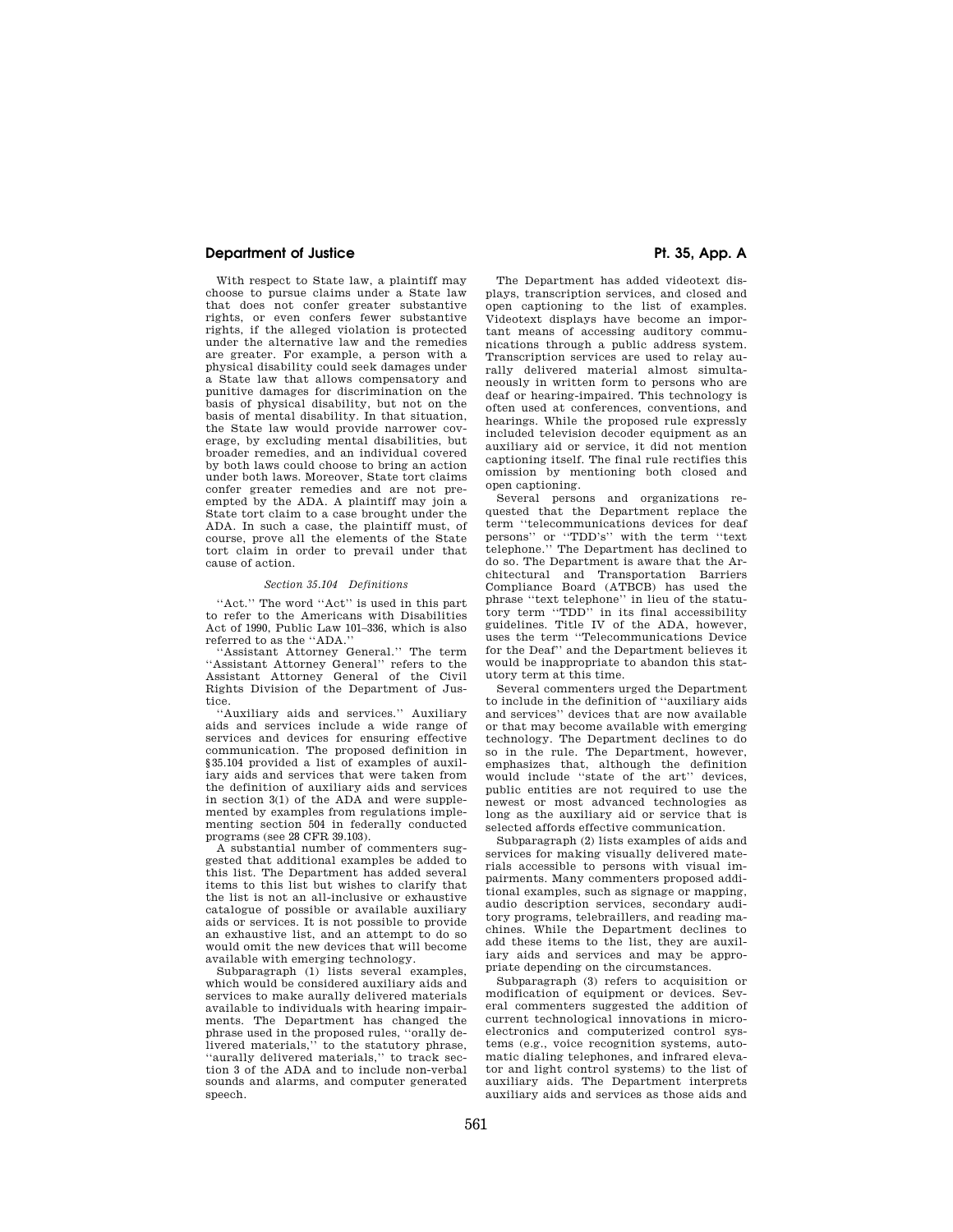With respect to State law, a plaintiff may choose to pursue claims under a State law that does not confer greater substantive rights, or even confers fewer substantive rights, if the alleged violation is protected under the alternative law and the remedies are greater. For example, a person with a physical disability could seek damages under a State law that allows compensatory and punitive damages for discrimination on the basis of physical disability, but not on the basis of mental disability. In that situation, the State law would provide narrower coverage, by excluding mental disabilities, but broader remedies, and an individual covered by both laws could choose to bring an action under both laws. Moreover, State tort claims confer greater remedies and are not preempted by the ADA. A plaintiff may join a State tort claim to a case brought under the ADA. In such a case, the plaintiff must, of course, prove all the elements of the State tort claim in order to prevail under that cause of action.

*Section 35.104 Definitions*

''Act.'' The word ''Act'' is used in this part to refer to the Americans with Disabilities Act of 1990, Public Law 101–336, which is also referred to as the ''ADA.''

''Assistant Attorney General.'' The term ''Assistant Attorney General'' refers to the Assistant Attorney General of the Civil Rights Division of the Department of Justice.

''Auxiliary aids and services.'' Auxiliary aids and services include a wide range of services and devices for ensuring effective communication. The proposed definition in §35.104 provided a list of examples of auxiliary aids and services that were taken from the definition of auxiliary aids and services in section 3(1) of the ADA and were supplemented by examples from regulations implementing section 504 in federally conducted programs (see 28 CFR 39.103).

A substantial number of commenters suggested that additional examples be added to this list. The Department has added several items to this list but wishes to clarify that the list is not an all-inclusive or exhaustive catalogue of possible or available auxiliary aids or services. It is not possible to provide an exhaustive list, and an attempt to do so would omit the new devices that will become available with emerging technology.

Subparagraph (1) lists several examples, which would be considered auxiliary aids and services to make aurally delivered materials available to individuals with hearing impairments. The Department has changed the phrase used in the proposed rules, ''orally delivered materials,'' to the statutory phrase, ''aurally delivered materials,'' to track section 3 of the ADA and to include non-verbal sounds and alarms, and computer generated speech.

The Department has added videotext displays, transcription services, and closed and open captioning to the list of examples. Videotext displays have become an important means of accessing auditory communications through a public address system. Transcription services are used to relay aurally delivered material almost simultaneously in written form to persons who are deaf or hearing-impaired. This technology is often used at conferences, conventions, and hearings. While the proposed rule expressly included television decoder equipment as an auxiliary aid or service, it did not mention captioning itself. The final rule rectifies this omission by mentioning both closed and open captioning.

Several persons and organizations requested that the Department replace the term ''telecommunications devices for deaf persons'' or ''TDD's'' with the term ''text telephone.'' The Department has declined to do so. The Department is aware that the Architectural and Transportation Barriers Compliance Board (ATBCB) has used the phrase ''text telephone'' in lieu of the statutory term ''TDD'' in its final accessibility guidelines. Title IV of the ADA, however, uses the term ''Telecommunications Device for the Deaf'' and the Department believes it would be inappropriate to abandon this statutory term at this time.

Several commenters urged the Department to include in the definition of ''auxiliary aids and services'' devices that are now available or that may become available with emerging technology. The Department declines to do so in the rule. The Department, however, emphasizes that, although the definition would include ''state of the art'' devices, public entities are not required to use the newest or most advanced technologies as long as the auxiliary aid or service that is selected affords effective communication.

Subparagraph (2) lists examples of aids and services for making visually delivered materials accessible to persons with visual impairments. Many commenters proposed additional examples, such as signage or mapping, audio description services, secondary auditory programs, telebraillers, and reading machines. While the Department declines to add these items to the list, they are auxiliary aids and services and may be appropriate depending on the circumstances.

Subparagraph (3) refers to acquisition or modification of equipment or devices. Several commenters suggested the addition of current technological innovations in microelectronics and computerized control systems (e.g., voice recognition systems, automatic dialing telephones, and infrared elevator and light control systems) to the list of auxiliary aids. The Department interprets auxiliary aids and services as those aids and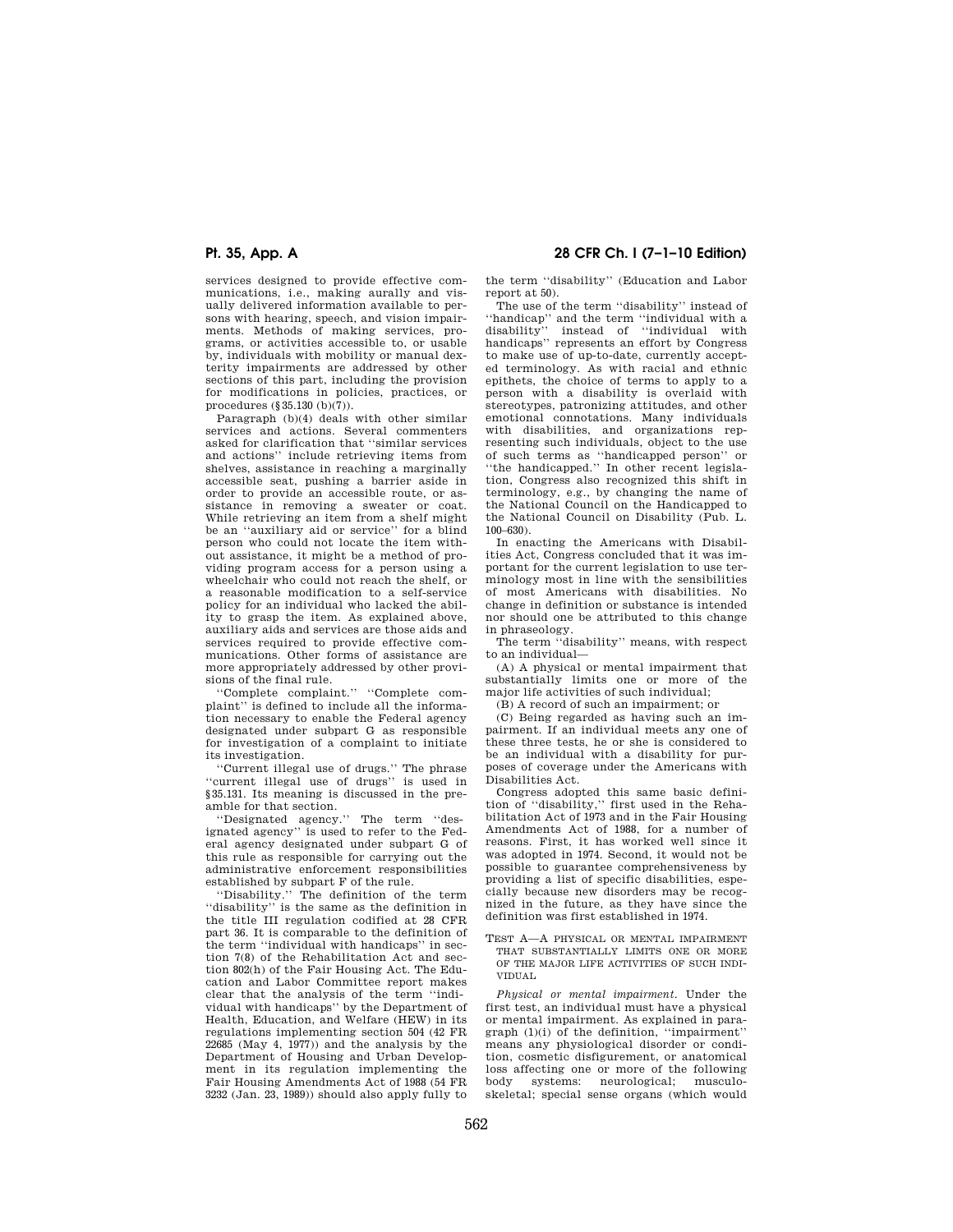services designed to provide effective communications, i.e., making aurally and visually delivered information available to persons with hearing, speech, and vision impairments. Methods of making services, programs, or activities accessible to, or usable by, individuals with mobility or manual dexterity impairments are addressed by other sections of this part, including the provision for modifications in policies, practices, or procedures (§35.130 (b)(7)).

Paragraph (b)(4) deals with other similar services and actions. Several commenters asked for clarification that ''similar services and actions'' include retrieving items from shelves, assistance in reaching a marginally accessible seat, pushing a barrier aside in order to provide an accessible route, or assistance in removing a sweater or coat. While retrieving an item from a shelf might be an ''auxiliary aid or service'' for a blind person who could not locate the item without assistance, it might be a method of providing program access for a person using a wheelchair who could not reach the shelf, or a reasonable modification to a self-service policy for an individual who lacked the ability to grasp the item. As explained above, auxiliary aids and services are those aids and services required to provide effective communications. Other forms of assistance are more appropriately addressed by other provisions of the final rule.

''Complete complaint.'' ''Complete complaint'' is defined to include all the information necessary to enable the Federal agency designated under subpart G as responsible for investigation of a complaint to initiate its investigation.

''Current illegal use of drugs.'' The phrase ''current illegal use of drugs'' is used in §35.131. Its meaning is discussed in the preamble for that section.

''Designated agency.'' The term ''designated agency'' is used to refer to the Federal agency designated under subpart G of this rule as responsible for carrying out the administrative enforcement responsibilities established by subpart F of the rule.

''Disability.'' The definition of the term ''disability'' is the same as the definition in the title III regulation codified at 28 CFR part 36. It is comparable to the definition of the term ''individual with handicaps'' in section 7(8) of the Rehabilitation Act and section 802(h) of the Fair Housing Act. The Education and Labor Committee report makes clear that the analysis of the term ''individual with handicaps'' by the Department of Health, Education, and Welfare (HEW) in its regulations implementing section 504 (42 FR 22685 (May 4, 1977)) and the analysis by the Department of Housing and Urban Development in its regulation implementing the Fair Housing Amendments Act of 1988 (54 FR 3232 (Jan. 23, 1989)) should also apply fully to the term ''disability'' (Education and Labor report at 50).

The use of the term ''disability'' instead of ''handicap'' and the term ''individual with a disability'' instead of ''individual with handicaps'' represents an effort by Congress to make use of up-to-date, currently accepted terminology. As with racial and ethnic epithets, the choice of terms to apply to a person with a disability is overlaid with stereotypes, patronizing attitudes, and other emotional connotations. Many individuals with disabilities, and organizations representing such individuals, object to the use of such terms as ''handicapped person'' or ''the handicapped.'' In other recent legislation, Congress also recognized this shift in terminology, e.g., by changing the name of the National Council on the Handicapped to the National Council on Disability (Pub. L. 100–630).

In enacting the Americans with Disabilities Act, Congress concluded that it was important for the current legislation to use terminology most in line with the sensibilities of most Americans with disabilities. No change in definition or substance is intended nor should one be attributed to this change in phraseology.

The term ''disability'' means, with respect to an individual—

(A) A physical or mental impairment that substantially limits one or more of the major life activities of such individual;

(B) A record of such an impairment; or

(C) Being regarded as having such an impairment. If an individual meets any one of these three tests, he or she is considered to be an individual with a disability for purposes of coverage under the Americans with Disabilities Act.

Congress adopted this same basic definition of ''disability,'' first used in the Rehabilitation Act of 1973 and in the Fair Housing Amendments Act of 1988, for a number of reasons. First, it has worked well since it was adopted in 1974. Second, it would not be possible to guarantee comprehensiveness by providing a list of specific disabilities, especially because new disorders may be recognized in the future, as they have since the definition was first established in 1974.

TEST A—A PHYSICAL OR MENTAL IMPAIRMENT THAT SUBSTANTIALLY LIMITS ONE OR MORE OF THE MAJOR LIFE ACTIVITIES OF SUCH INDIVIDUAL

*Physical or mental impairment.* Under the first test, an individual must have a physical or mental impairment. As explained in paragraph (1)(i) of the definition, ''impairment'' means any physiological disorder or condition, cosmetic disfigurement, or anatomical loss affecting one or more of the following body systems: neurological; musculoskeletal; special sense organs (which would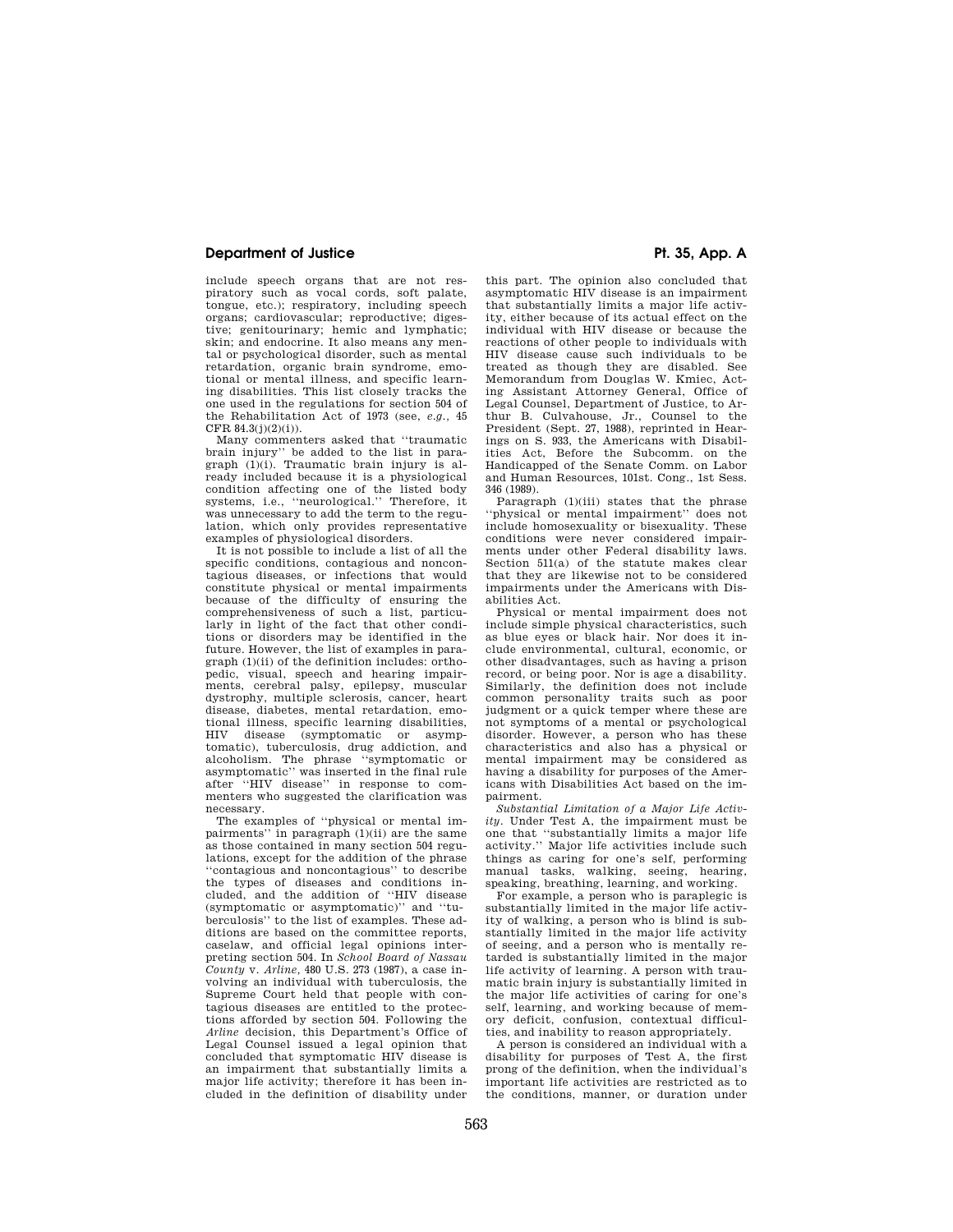include speech organs that are not respiratory such as vocal cords, soft palate, tongue, etc.); respiratory, including speech organs; cardiovascular; reproductive; digestive; genitourinary; hemic and lymphatic; skin; and endocrine. It also means any mental or psychological disorder, such as mental retardation, organic brain syndrome, emotional or mental illness, and specific learning disabilities. This list closely tracks the one used in the regulations for section 504 of the Rehabilitation Act of 1973 (see, *e.g.*, 45 CFR 84.3(j)(2)(i)).

Many commenters asked that ''traumatic brain injury'' be added to the list in paragraph (1)(i). Traumatic brain injury is already included because it is a physiological condition affecting one of the listed body systems, i.e., ''neurological.'' Therefore, it was unnecessary to add the term to the regulation, which only provides representative examples of physiological disorders.

It is not possible to include a list of all the specific conditions, contagious and noncontagious diseases, or infections that would constitute physical or mental impairments because of the difficulty of ensuring the comprehensiveness of such a list, particularly in light of the fact that other conditions or disorders may be identified in the future. However, the list of examples in paragraph (1)(ii) of the definition includes: orthopedic, visual, speech and hearing impairments, cerebral palsy, epilepsy, muscular dystrophy, multiple sclerosis, cancer, heart disease, diabetes, mental retardation, emotional illness, specific learning disabilities, HIV disease (symptomatic or asymptomatic), tuberculosis, drug addiction, and alcoholism. The phrase ''symptomatic or asymptomatic'' was inserted in the final rule after ''HIV disease'' in response to commenters who suggested the clarification was necessary.

The examples of ''physical or mental impairments'' in paragraph (1)(ii) are the same as those contained in many section 504 regulations, except for the addition of the phrase ''contagious and noncontagious'' to describe the types of diseases and conditions included, and the addition of ''HIV disease (symptomatic or asymptomatic)'' and ''tuberculosis'' to the list of examples. These additions are based on the committee reports, caselaw, and official legal opinions interpreting section 504. In *School Board of Nassau County* v. *Arline*, 480 U.S. 273 (1987), a case involving an individual with tuberculosis, the Supreme Court held that people with contagious diseases are entitled to the protections afforded by section 504. Following the *Arline* decision, this Department's Office of Legal Counsel issued a legal opinion that concluded that symptomatic HIV disease is an impairment that substantially limits a major life activity; therefore it has been included in the definition of disability under this part. The opinion also concluded that asymptomatic HIV disease is an impairment that substantially limits a major life activity, either because of its actual effect on the individual with HIV disease or because the reactions of other people to individuals with HIV disease cause such individuals to be treated as though they are disabled. See Memorandum from Douglas W. Kmiec, Acting Assistant Attorney General, Office of Legal Counsel, Department of Justice, to Arthur B. Culvahouse, Jr., Counsel to the President (Sept. 27, 1988), reprinted in Hearings on S. 933, the Americans with Disabilities Act, Before the Subcomm. on the Handicapped of the Senate Comm. on Labor and Human Resources, 101st. Cong., 1st Sess. 346 (1989).

Paragraph (1)(iii) states that the phrase ''physical or mental impairment'' does not include homosexuality or bisexuality. These conditions were never considered impairments under other Federal disability laws. Section 511(a) of the statute makes clear that they are likewise not to be considered impairments under the Americans with Disabilities Act.

Physical or mental impairment does not include simple physical characteristics, such as blue eyes or black hair. Nor does it include environmental, cultural, economic, or other disadvantages, such as having a prison record, or being poor. Nor is age a disability. Similarly, the definition does not include common personality traits such as poor judgment or a quick temper where these are not symptoms of a mental or psychological disorder. However, a person who has these characteristics and also has a physical or mental impairment may be considered as having a disability for purposes of the Americans with Disabilities Act based on the impairment.

*Substantial Limitation of a Major Life Activity*. Under Test A, the impairment must be one that ''substantially limits a major life activity.'' Major life activities include such things as caring for one's self, performing manual tasks, walking, seeing, hearing, speaking, breathing, learning, and working.

For example, a person who is paraplegic is substantially limited in the major life activity of walking, a person who is blind is substantially limited in the major life activity of seeing, and a person who is mentally retarded is substantially limited in the major life activity of learning. A person with traumatic brain injury is substantially limited in the major life activities of caring for one's self, learning, and working because of memory deficit, confusion, contextual difficulties, and inability to reason appropriately.

A person is considered an individual with a disability for purposes of Test A, the first prong of the definition, when the individual's important life activities are restricted as to the conditions, manner, or duration under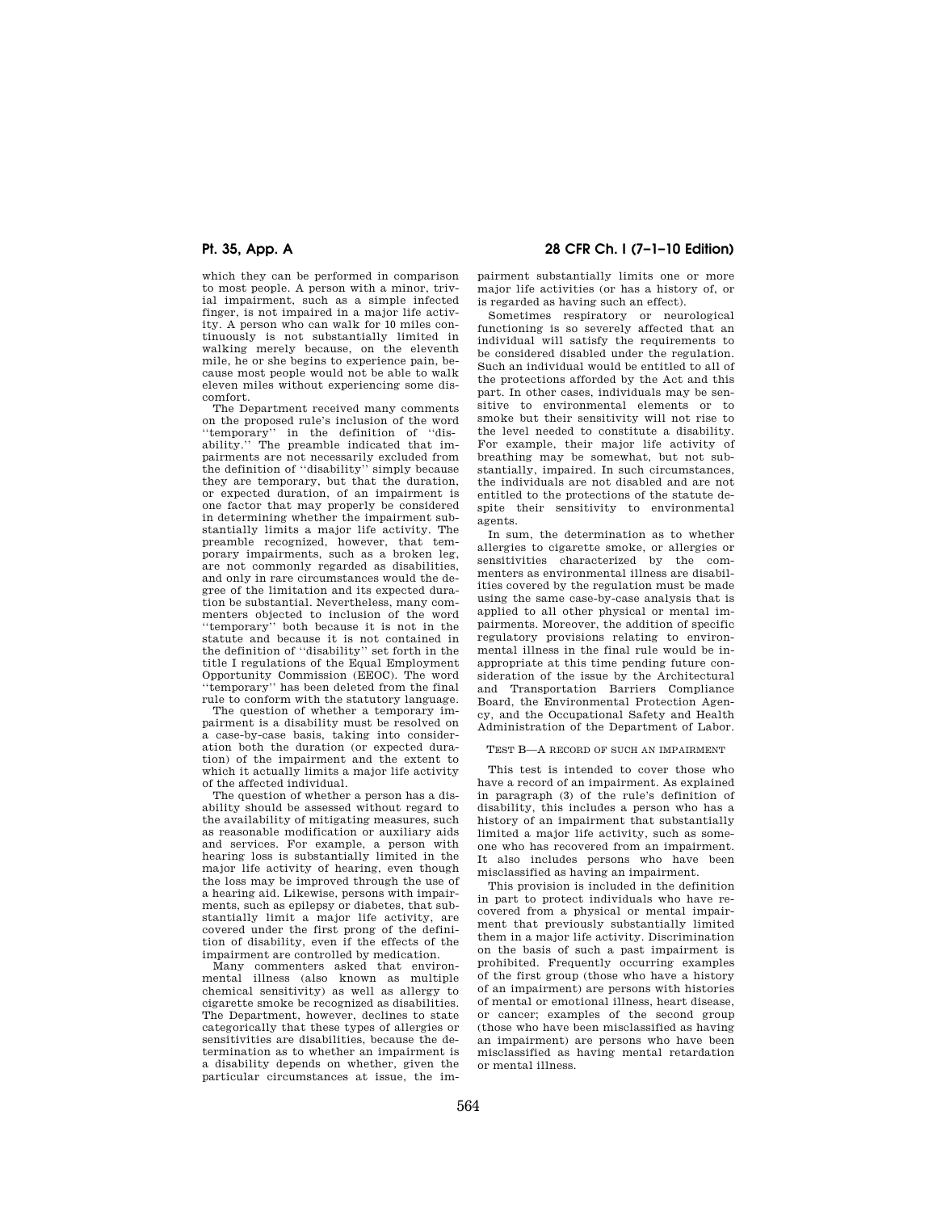which they can be performed in comparison to most people. A person with a minor, trivial impairment, such as a simple infected finger, is not impaired in a major life activity. A person who can walk for 10 miles continuously is not substantially limited in walking merely because, on the eleventh mile, he or she begins to experience pain, because most people would not be able to walk eleven miles without experiencing some discomfort.

The Department received many comments on the proposed rule's inclusion of the word "temporary" in the definition of "disability." The preamble indicated that impairments are not necessarily excluded from the definition of "disability" simply because they are temporary, but that the duration, or expected duration, of an impairment is one factor that may properly be considered in determining whether the impairment substantially limits a major life activity. The preamble recognized, however, that temporary impairments, such as a broken leg, are not commonly regarded as disabilities, and only in rare circumstances would the degree of the limitation and its expected duration be substantial. Nevertheless, many commenters objected to inclusion of the word "temporary" both because it is not in the statute and because it is not contained in the definition of "disability" set forth in the title I regulations of the Equal Employment Opportunity Commission (EEOC). The word "temporary" has been deleted from the final rule to conform with the statutory language.

The question of whether a temporary impairment is a disability must be resolved on a case-by-case basis, taking into consideration both the duration (or expected duration) of the impairment and the extent to which it actually limits a major life activity of the affected individual.

The question of whether a person has a disability should be assessed without regard to the availability of mitigating measures, such as reasonable modification or auxiliary aids and services. For example, a person with hearing loss is substantially limited in the major life activity of hearing, even though the loss may be improved through the use of a hearing aid. Likewise, persons with impairments, such as epilepsy or diabetes, that substantially limit a major life activity, are covered under the first prong of the definition of disability, even if the effects of the impairment are controlled by medication.

Many commenters asked that environmental illness (also known as multiple chemical sensitivity) as well as allergy to cigarette smoke be recognized as disabilities. The Department, however, declines to state categorically that these types of allergies or sensitivities are disabilities, because the determination as to whether an impairment is a disability depends on whether, given the particular circumstances at issue, the impairment substantially limits one or more major life activities (or has a history of, or is regarded as having such an effect).

Sometimes respiratory or neurological functioning is so severely affected that an individual will satisfy the requirements to be considered disabled under the regulation. Such an individual would be entitled to all of the protections afforded by the Act and this part. In other cases, individuals may be sensitive to environmental elements or to smoke but their sensitivity will not rise to the level needed to constitute a disability. For example, their major life activity of breathing may be somewhat, but not substantially, impaired. In such circumstances, the individuals are not disabled and are not entitled to the protections of the statute despite their sensitivity to environmental agents.

In sum, the determination as to whether allergies to cigarette smoke, or allergies or sensitivities characterized by the commenters as environmental illness are disabilities covered by the regulation must be made using the same case-by-case analysis that is applied to all other physical or mental impairments. Moreover, the addition of specific regulatory provisions relating to environmental illness in the final rule would be inappropriate at this time pending future consideration of the issue by the Architectural and Transportation Barriers Compliance Board, the Environmental Protection Agency, and the Occupational Safety and Health Administration of the Department of Labor.

TEST B—A RECORD OF SUCH AN IMPAIRMENT

This test is intended to cover those who have a record of an impairment. As explained in paragraph (3) of the rule's definition of disability, this includes a person who has a history of an impairment that substantially limited a major life activity, such as someone who has recovered from an impairment. It also includes persons who have been misclassified as having an impairment.

This provision is included in the definition in part to protect individuals who have recovered from a physical or mental impairment that previously substantially limited them in a major life activity. Discrimination on the basis of such a past impairment is prohibited. Frequently occurring examples of the first group (those who have a history of an impairment) are persons with histories of mental or emotional illness, heart disease, or cancer; examples of the second group (those who have been misclassified as having an impairment) are persons who have been misclassified as having mental retardation or mental illness.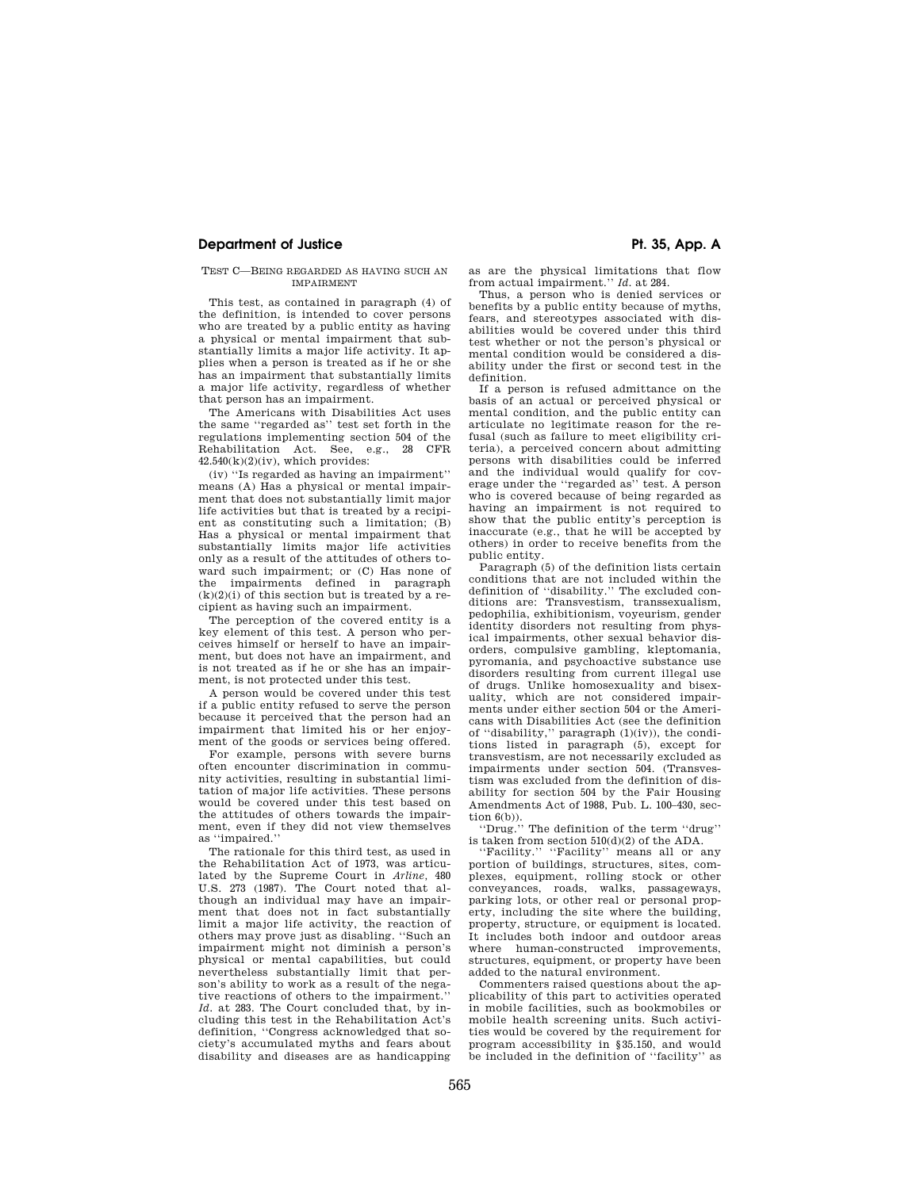TEST C—BEING REGARDED AS HAVING SUCH AN IMPAIRMENT

This test, as contained in paragraph (4) of the definition, is intended to cover persons who are treated by a public entity as having a physical or mental impairment that substantially limits a major life activity. It applies when a person is treated as if he or she has an impairment that substantially limits a major life activity, regardless of whether that person has an impairment.

The Americans with Disabilities Act uses the same ''regarded as'' test set forth in the regulations implementing section 504 of the Rehabilitation Act. See, e.g., 28 CFR 42.540(k)(2)(iv), which provides:

(iv) ''Is regarded as having an impairment'' means (A) Has a physical or mental impairment that does not substantially limit major life activities but that is treated by a recipient as constituting such a limitation; (B) Has a physical or mental impairment that substantially limits major life activities only as a result of the attitudes of others toward such impairment; or (C) Has none of the impairments defined in paragraph (k)(2)(i) of this section but is treated by a recipient as having such an impairment.

The perception of the covered entity is a key element of this test. A person who perceives himself or herself to have an impairment, but does not have an impairment, and is not treated as if he or she has an impairment, is not protected under this test.

A person would be covered under this test if a public entity refused to serve the person because it perceived that the person had an impairment that limited his or her enjoyment of the goods or services being offered.

For example, persons with severe burns often encounter discrimination in community activities, resulting in substantial limitation of major life activities. These persons would be covered under this test based on the attitudes of others towards the impairment, even if they did not view themselves as ''impaired.''

The rationale for this third test, as used in the Rehabilitation Act of 1973, was articulated by the Supreme Court in *Arline,* 480 U.S. 273 (1987). The Court noted that although an individual may have an impairment that does not in fact substantially limit a major life activity, the reaction of others may prove just as disabling. ''Such an impairment might not diminish a person's physical or mental capabilities, but could nevertheless substantially limit that person's ability to work as a result of the negative reactions of others to the impairment.'' *Id.* at 283. The Court concluded that, by including this test in the Rehabilitation Act's definition, ''Congress acknowledged that society's accumulated myths and fears about disability and diseases are as handicapping as are the physical limitations that flow from actual impairment.'' *Id.* at 284.

Thus, a person who is denied services or benefits by a public entity because of myths, fears, and stereotypes associated with disabilities would be covered under this third test whether or not the person's physical or mental condition would be considered a disability under the first or second test in the definition.

If a person is refused admittance on the basis of an actual or perceived physical or mental condition, and the public entity can articulate no legitimate reason for the refusal (such as failure to meet eligibility criteria), a perceived concern about admitting persons with disabilities could be inferred and the individual would qualify for coverage under the ''regarded as'' test. A person who is covered because of being regarded as having an impairment is not required to show that the public entity's perception is inaccurate (e.g., that he will be accepted by others) in order to receive benefits from the public entity.

Paragraph (5) of the definition lists certain conditions that are not included within the definition of ''disability.'' The excluded conditions are: Transvestism, transsexualism, pedophilia, exhibitionism, voyeurism, gender identity disorders not resulting from physical impairments, other sexual behavior disorders, compulsive gambling, kleptomania, pyromania, and psychoactive substance use disorders resulting from current illegal use of drugs. Unlike homosexuality and bisexuality, which are not considered impairments under either section 504 or the Americans with Disabilities Act (see the definition of ''disability,'' paragraph (1)(iv)), the conditions listed in paragraph (5), except for transvestism, are not necessarily excluded as impairments under section 504. (Transvestism was excluded from the definition of disability for section 504 by the Fair Housing Amendments Act of 1988, Pub. L. 100–430, section 6(b)).

''Drug.'' The definition of the term ''drug'' is taken from section 510(d)(2) of the ADA.

''Facility.'' ''Facility'' means all or any portion of buildings, structures, sites, complexes, equipment, rolling stock or other conveyances, roads, walks, passageways, parking lots, or other real or personal property, including the site where the building, property, structure, or equipment is located. It includes both indoor and outdoor areas where human-constructed improvements, structures, equipment, or property have been added to the natural environment.

Commenters raised questions about the applicability of this part to activities operated in mobile facilities, such as bookmobiles or mobile health screening units. Such activities would be covered by the requirement for program accessibility in §35.150, and would be included in the definition of ''facility'' as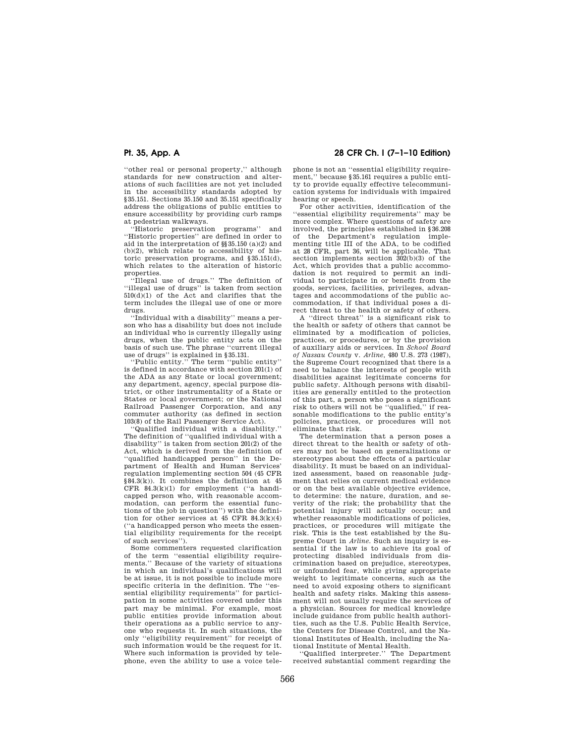''other real or personal property,'' although standards for new construction and alterations of such facilities are not yet included in the accessibility standards adopted by §35.151. Sections 35.150 and 35.151 specifically address the obligations of public entities to ensure accessibility by providing curb ramps at pedestrian walkways.

''Historic preservation programs'' and ''Historic properties'' are defined in order to aid in the interpretation of §§35.150 (a)(2) and (b)(2), which relate to accessibility of historic preservation programs, and §35.151(d), which relates to the alteration of historic properties.

''Illegal use of drugs.'' The definition of ''illegal use of drugs'' is taken from section 510(d)(1) of the Act and clarifies that the term includes the illegal use of one or more drugs.

''Individual with a disability'' means a person who has a disability but does not include an individual who is currently illegally using drugs, when the public entity acts on the basis of such use. The phrase ''current illegal use of drugs'' is explained in §35.131.

''Public entity.'' The term ''public entity'' is defined in accordance with section 201(1) of the ADA as any State or local government; any department, agency, special purpose district, or other instrumentality of a State or States or local government; or the National Railroad Passenger Corporation, and any commuter authority (as defined in section 103(8) of the Rail Passenger Service Act).

''Qualified individual with a disability.'' The definition of ''qualified individual with a disability'' is taken from section 201(2) of the Act, which is derived from the definition of ''qualified handicapped person'' in the Department of Health and Human Services' regulation implementing section 504 (45 CFR §84.3(k)). It combines the definition at 45 CFR 84.3(k)(1) for employment (''a handicapped person who, with reasonable accommodation, can perform the essential functions of the job in question'') with the definition for other services at 45 CFR 84.3(k)(4) (''a handicapped person who meets the essential eligibility requirements for the receipt of such services'').

Some commenters requested clarification of the term ''essential eligibility requirements.'' Because of the variety of situations in which an individual's qualifications will be at issue, it is not possible to include more specific criteria in the definition. The ''essential eligibility requirements'' for participation in some activities covered under this part may be minimal. For example, most public entities provide information about their operations as a public service to anyone who requests it. In such situations, the only ''eligibility requirement'' for receipt of such information would be the request for it. Where such information is provided by telephone, even the ability to use a voice telephone is not an ''essential eligibility requirement,'' because §35.161 requires a public entity to provide equally effective telecommunication systems for individuals with impaired hearing or speech.

For other activities, identification of the ''essential eligibility requirements'' may be more complex. Where questions of safety are involved, the principles established in §36.208 of the Department's regulation implementing title III of the ADA, to be codified at 28 CFR, part 36, will be applicable. That section implements section 302(b)(3) of the Act, which provides that a public accommodation is not required to permit an individual to participate in or benefit from the goods, services, facilities, privileges, advantages and accommodations of the public accommodation, if that individual poses a direct threat to the health or safety of others.

A ''direct threat'' is a significant risk to the health or safety of others that cannot be eliminated by a modification of policies, practices, or procedures, or by the provision of auxiliary aids or services. In *School Board of Nassau County* v. *Arline*, 480 U.S. 273 (1987), the Supreme Court recognized that there is a need to balance the interests of people with disabilities against legitimate concerns for public safety. Although persons with disabilities are generally entitled to the protection of this part, a person who poses a significant risk to others will not be ''qualified,'' if reasonable modifications to the public entity's policies, practices, or procedures will not eliminate that risk.

The determination that a person poses a direct threat to the health or safety of others may not be based on generalizations or stereotypes about the effects of a particular disability. It must be based on an individualized assessment, based on reasonable judgment that relies on current medical evidence or on the best available objective evidence, to determine: the nature, duration, and severity of the risk; the probability that the potential injury will actually occur; and whether reasonable modifications of policies, practices, or procedures will mitigate the risk. This is the test established by the Supreme Court in *Arline*. Such an inquiry is essential if the law is to achieve its goal of protecting disabled individuals from discrimination based on prejudice, stereotypes, or unfounded fear, while giving appropriate weight to legitimate concerns, such as the need to avoid exposing others to significant health and safety risks. Making this assessment will not usually require the services of a physician. Sources for medical knowledge include guidance from public health authorities, such as the U.S. Public Health Service, the Centers for Disease Control, and the National Institutes of Health, including the National Institute of Mental Health.

''Qualified interpreter.'' The Department received substantial comment regarding the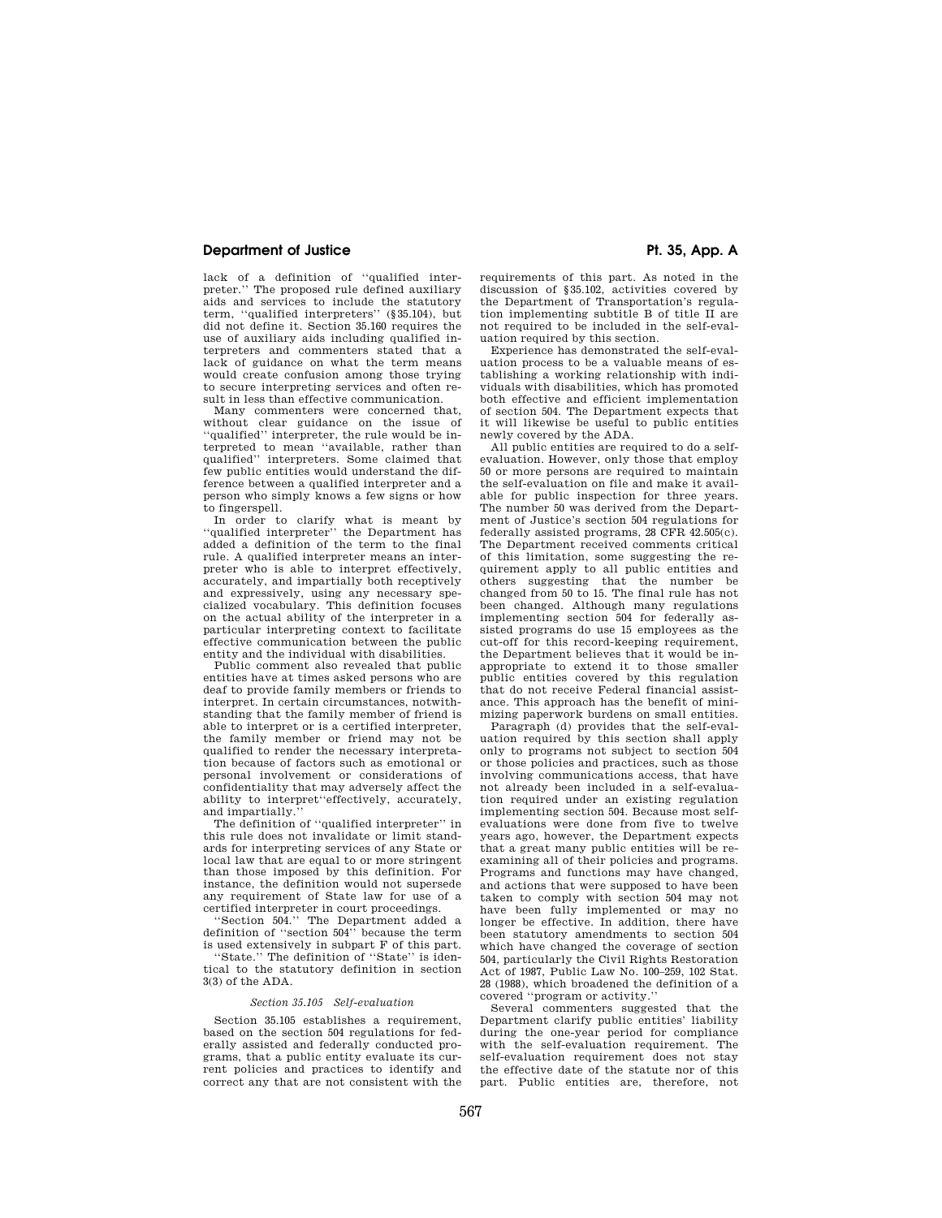lack of a definition of "qualified interpreter." The proposed rule defined auxiliary aids and services to include the statutory term, "qualified interpreters" (§35.104), but did not define it. Section 35.160 requires the use of auxiliary aids including qualified interpreters and commenters stated that a lack of guidance on what the term means would create confusion among those trying to secure interpreting services and often result in less than effective communication.

Many commenters were concerned that, without clear guidance on the issue of "qualified" interpreter, the rule would be interpreted to mean "available, rather than qualified" interpreters. Some claimed that few public entities would understand the difference between a qualified interpreter and a person who simply knows a few signs or how to fingerspell.

In order to clarify what is meant by "qualified interpreter" the Department has added a definition of the term to the final rule. A qualified interpreter means an interpreter who is able to interpret effectively, accurately, and impartially both receptively and expressively, using any necessary specialized vocabulary. This definition focuses on the actual ability of the interpreter in a particular interpreting context to facilitate effective communication between the public entity and the individual with disabilities.

Public comment also revealed that public entities have at times asked persons who are deaf to provide family members or friends to interpret. In certain circumstances, notwithstanding that the family member of friend is able to interpret or is a certified interpreter, the family member or friend may not be qualified to render the necessary interpretation because of factors such as emotional or personal involvement or considerations of confidentiality that may adversely affect the ability to interpret"effectively, accurately, and impartially."

The definition of "qualified interpreter" in this rule does not invalidate or limit standards for interpreting services of any State or local law that are equal to or more stringent than those imposed by this definition. For instance, the definition would not supersede any requirement of State law for use of a certified interpreter in court proceedings.

"Section 504." The Department added a definition of "section 504" because the term is used extensively in subpart F of this part.

"State." The definition of "State" is identical to the statutory definition in section 3(3) of the ADA.

*Section 35.105 Self-evaluation*

Section 35.105 establishes a requirement, based on the section 504 regulations for federally assisted and federally conducted programs, that a public entity evaluate its current policies and practices to identify and correct any that are not consistent with the requirements of this part. As noted in the discussion of §35.102, activities covered by the Department of Transportation's regulation implementing subtitle B of title II are not required to be included in the self-evaluation required by this section.

Experience has demonstrated the self-evaluation process to be a valuable means of establishing a working relationship with individuals with disabilities, which has promoted both effective and efficient implementation of section 504. The Department expects that it will likewise be useful to public entities newly covered by the ADA.

All public entities are required to do a self-evaluation. However, only those that employ 50 or more persons are required to maintain the self-evaluation on file and make it available for public inspection for three years. The number 50 was derived from the Department of Justice's section 504 regulations for federally assisted programs, 28 CFR 42.505(c). The Department received comments critical of this limitation, some suggesting the requirement apply to all public entities and others suggesting that the number be changed from 50 to 15. The final rule has not been changed. Although many regulations implementing section 504 for federally assisted programs do use 15 employees as the cut-off for this record-keeping requirement, the Department believes that it would be inappropriate to extend it to those smaller public entities covered by this regulation that do not receive Federal financial assistance. This approach has the benefit of minimizing paperwork burdens on small entities.

Paragraph (d) provides that the self-evaluation required by this section shall apply only to programs not subject to section 504 or those policies and practices, such as those involving communications access, that have not already been included in a self-evaluation required under an existing regulation implementing section 504. Because most self-evaluations were done from five to twelve years ago, however, the Department expects that a great many public entities will be re-examining all of their policies and programs. Programs and functions may have changed, and actions that were supposed to have been taken to comply with section 504 may not have been fully implemented or may no longer be effective. In addition, there have been statutory amendments to section 504 which have changed the coverage of section 504, particularly the Civil Rights Restoration Act of 1987, Public Law No. 100–259, 102 Stat. 28 (1988), which broadened the definition of a covered "program or activity."

Several commenters suggested that the Department clarify public entities' liability during the one-year period for compliance with the self-evaluation requirement. The self-evaluation requirement does not stay the effective date of the statute nor of this part. Public entities are, therefore, not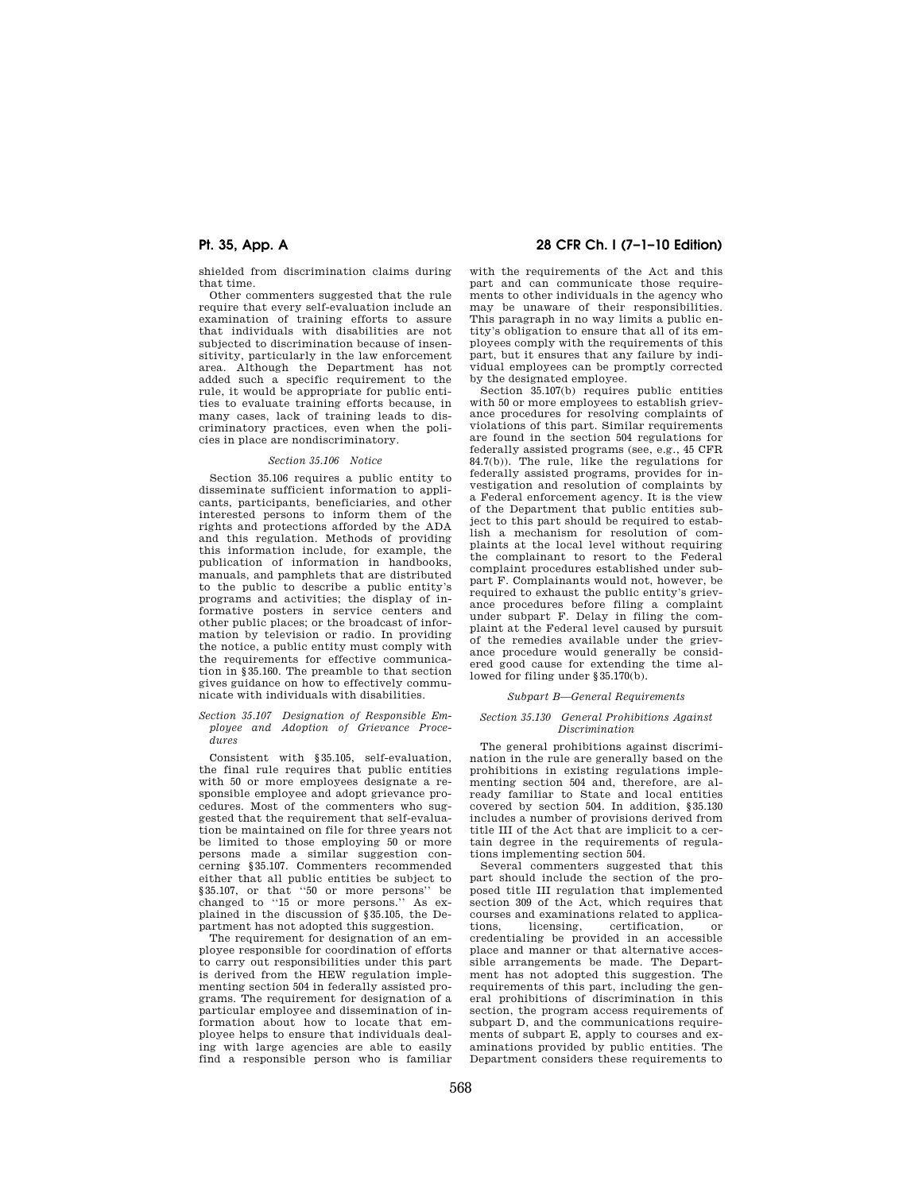shielded from discrimination claims during that time.

Other commenters suggested that the rule require that every self-evaluation include an examination of training efforts to assure that individuals with disabilities are not subjected to discrimination because of insensitivity, particularly in the law enforcement area. Although the Department has not added such a specific requirement to the rule, it would be appropriate for public entities to evaluate training efforts because, in many cases, lack of training leads to discriminatory practices, even when the policies in place are nondiscriminatory.

*Section 35.106 Notice*

Section 35.106 requires a public entity to disseminate sufficient information to applicants, participants, beneficiaries, and other interested persons to inform them of the rights and protections afforded by the ADA and this regulation. Methods of providing this information include, for example, the publication of information in handbooks, manuals, and pamphlets that are distributed to the public to describe a public entity's programs and activities; the display of informative posters in service centers and other public places; or the broadcast of information by television or radio. In providing the notice, a public entity must comply with the requirements for effective communication in §35.160. The preamble to that section gives guidance on how to effectively communicate with individuals with disabilities.

*Section 35.107 Designation of Responsible Employee and Adoption of Grievance Procedures*

Consistent with §35.105, self-evaluation, the final rule requires that public entities with 50 or more employees designate a responsible employee and adopt grievance procedures. Most of the commenters who suggested that the requirement that self-evaluation be maintained on file for three years not be limited to those employing 50 or more persons made a similar suggestion concerning §35.107. Commenters recommended either that all public entities be subject to §35.107, or that "50 or more persons" be changed to "15 or more persons." As explained in the discussion of §35.105, the Department has not adopted this suggestion.

The requirement for designation of an employee responsible for coordination of efforts to carry out responsibilities under this part is derived from the HEW regulation implementing section 504 in federally assisted programs. The requirement for designation of a particular employee and dissemination of information about how to locate that employee helps to ensure that individuals dealing with large agencies are able to easily find a responsible person who is familiar with the requirements of the Act and this part and can communicate those requirements to other individuals in the agency who may be unaware of their responsibilities. This paragraph in no way limits a public entity's obligation to ensure that all of its employees comply with the requirements of this part, but it ensures that any failure by individual employees can be promptly corrected by the designated employee.

Section 35.107(b) requires public entities with 50 or more employees to establish grievance procedures for resolving complaints of violations of this part. Similar requirements are found in the section 504 regulations for federally assisted programs (see, e.g., 45 CFR 84.7(b)). The rule, like the regulations for federally assisted programs, provides for investigation and resolution of complaints by a Federal enforcement agency. It is the view of the Department that public entities subject to this part should be required to establish a mechanism for resolution of complaints at the local level without requiring the complainant to resort to the Federal complaint procedures established under subpart F. Complainants would not, however, be required to exhaust the public entity's grievance procedures before filing a complaint under subpart F. Delay in filing the complaint at the Federal level caused by pursuit of the remedies available under the grievance procedure would generally be considered good cause for extending the time allowed for filing under §35.170(b).

*Subpart B—General Requirements*

*Section 35.130 General Prohibitions Against Discrimination*

The general prohibitions against discrimination in the rule are generally based on the prohibitions in existing regulations implementing section 504 and, therefore, are already familiar to State and local entities covered by section 504. In addition, §35.130 includes a number of provisions derived from title III of the Act that are implicit to a certain degree in the requirements of regulations implementing section 504.

Several commenters suggested that this part should include the section of the proposed title III regulation that implemented section 309 of the Act, which requires that courses and examinations related to applications, licensing, certification, or credentialing be provided in an accessible place and manner or that alternative accessible arrangements be made. The Department has not adopted this suggestion. The requirements of this part, including the general prohibitions of discrimination in this section, the program access requirements of subpart D, and the communications requirements of subpart E, apply to courses and examinations provided by public entities. The Department considers these requirements to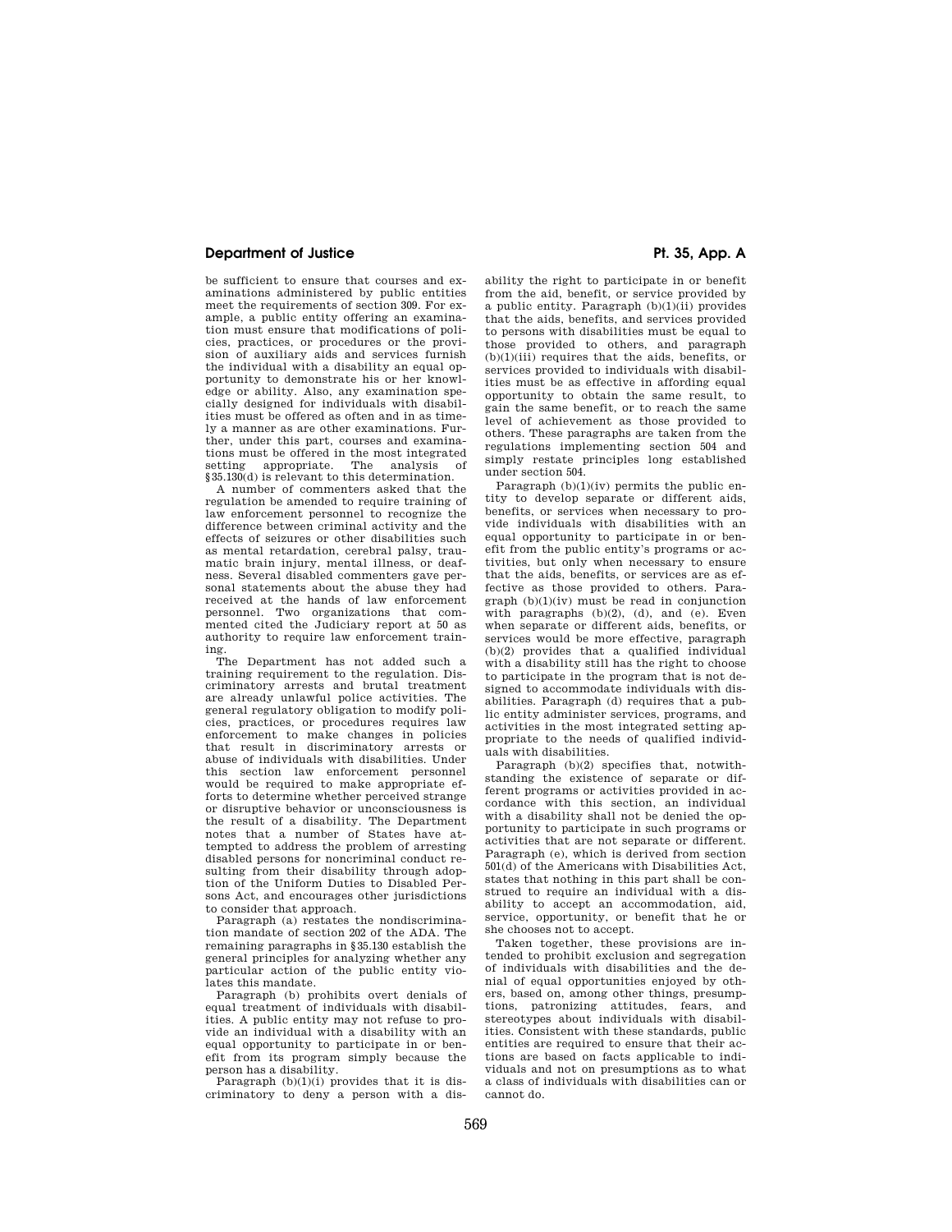be sufficient to ensure that courses and examinations administered by public entities meet the requirements of section 309. For example, a public entity offering an examination must ensure that modifications of policies, practices, or procedures or the provision of auxiliary aids and services furnish the individual with a disability an equal opportunity to demonstrate his or her knowledge or ability. Also, any examination specially designed for individuals with disabilities must be offered as often and in as timely a manner as are other examinations. Further, under this part, courses and examinations must be offered in the most integrated setting appropriate. The analysis of §35.130(d) is relevant to this determination.

A number of commenters asked that the regulation be amended to require training of law enforcement personnel to recognize the difference between criminal activity and the effects of seizures or other disabilities such as mental retardation, cerebral palsy, traumatic brain injury, mental illness, or deafness. Several disabled commenters gave personal statements about the abuse they had received at the hands of law enforcement personnel. Two organizations that commented cited the Judiciary report at 50 as authority to require law enforcement training.

The Department has not added such a training requirement to the regulation. Discriminatory arrests and brutal treatment are already unlawful police activities. The general regulatory obligation to modify policies, practices, or procedures requires law enforcement to make changes in policies that result in discriminatory arrests or abuse of individuals with disabilities. Under this section law enforcement personnel would be required to make appropriate efforts to determine whether perceived strange or disruptive behavior or unconsciousness is the result of a disability. The Department notes that a number of States have attempted to address the problem of arresting disabled persons for noncriminal conduct resulting from their disability through adoption of the Uniform Duties to Disabled Persons Act, and encourages other jurisdictions to consider that approach.

Paragraph (a) restates the nondiscrimination mandate of section 202 of the ADA. The remaining paragraphs in §35.130 establish the general principles for analyzing whether any particular action of the public entity violates this mandate.

Paragraph (b) prohibits overt denials of equal treatment of individuals with disabilities. A public entity may not refuse to provide an individual with a disability with an equal opportunity to participate in or benefit from its program simply because the person has a disability.

Paragraph (b)(1)(i) provides that it is discriminatory to deny a person with a disability the right to participate in or benefit from the aid, benefit, or service provided by a public entity. Paragraph (b)(1)(ii) provides that the aids, benefits, and services provided to persons with disabilities must be equal to those provided to others, and paragraph (b)(1)(iii) requires that the aids, benefits, or services provided to individuals with disabilities must be as effective in affording equal opportunity to obtain the same result, to gain the same benefit, or to reach the same level of achievement as those provided to others. These paragraphs are taken from the regulations implementing section 504 and simply restate principles long established under section 504.

Paragraph (b)(1)(iv) permits the public entity to develop separate or different aids, benefits, or services when necessary to provide individuals with disabilities with an equal opportunity to participate in or benefit from the public entity's programs or activities, but only when necessary to ensure that the aids, benefits, or services are as effective as those provided to others. Paragraph (b)(1)(iv) must be read in conjunction with paragraphs (b)(2), (d), and (e). Even when separate or different aids, benefits, or services would be more effective, paragraph (b)(2) provides that a qualified individual with a disability still has the right to choose to participate in the program that is not designed to accommodate individuals with disabilities. Paragraph (d) requires that a public entity administer services, programs, and activities in the most integrated setting appropriate to the needs of qualified individuals with disabilities.

Paragraph (b)(2) specifies that, notwithstanding the existence of separate or different programs or activities provided in accordance with this section, an individual with a disability shall not be denied the opportunity to participate in such programs or activities that are not separate or different. Paragraph (e), which is derived from section 501(d) of the Americans with Disabilities Act, states that nothing in this part shall be construed to require an individual with a disability to accept an accommodation, aid, service, opportunity, or benefit that he or she chooses not to accept.

Taken together, these provisions are intended to prohibit exclusion and segregation of individuals with disabilities and the denial of equal opportunities enjoyed by others, based on, among other things, presumptions, patronizing attitudes, fears, and stereotypes about individuals with disabilities. Consistent with these standards, public entities are required to ensure that their actions are based on facts applicable to individuals and not on presumptions as to what a class of individuals with disabilities can or cannot do.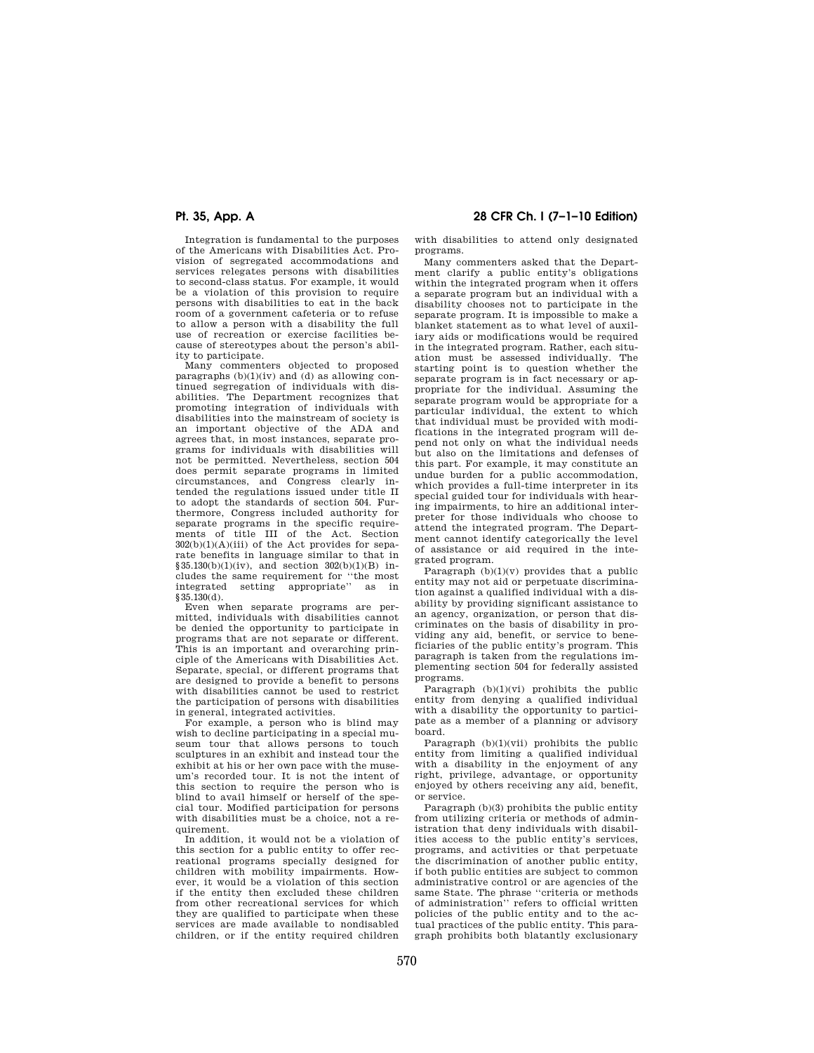Integration is fundamental to the purposes of the Americans with Disabilities Act. Provision of segregated accommodations and services relegates persons with disabilities to second-class status. For example, it would be a violation of this provision to require persons with disabilities to eat in the back room of a government cafeteria or to refuse to allow a person with a disability the full use of recreation or exercise facilities because of stereotypes about the person's ability to participate.

Many commenters objected to proposed paragraphs (b)(1)(iv) and (d) as allowing continued segregation of individuals with disabilities. The Department recognizes that promoting integration of individuals with disabilities into the mainstream of society is an important objective of the ADA and agrees that, in most instances, separate programs for individuals with disabilities will not be permitted. Nevertheless, section 504 does permit separate programs in limited circumstances, and Congress clearly intended the regulations issued under title II to adopt the standards of section 504. Furthermore, Congress included authority for separate programs in the specific requirements of title III of the Act. Section 302(b)(1)(A)(iii) of the Act provides for separate benefits in language similar to that in §35.130(b)(1)(iv), and section 302(b)(1)(B) includes the same requirement for "the most integrated setting appropriate" as in §35.130(d).

Even when separate programs are permitted, individuals with disabilities cannot be denied the opportunity to participate in programs that are not separate or different. This is an important and overarching principle of the Americans with Disabilities Act. Separate, special, or different programs that are designed to provide a benefit to persons with disabilities cannot be used to restrict the participation of persons with disabilities in general, integrated activities.

For example, a person who is blind may wish to decline participating in a special museum tour that allows persons to touch sculptures in an exhibit and instead tour the exhibit at his or her own pace with the museum's recorded tour. It is not the intent of this section to require the person who is blind to avail himself or herself of the special tour. Modified participation for persons with disabilities must be a choice, not a requirement.

In addition, it would not be a violation of this section for a public entity to offer recreational programs specially designed for children with mobility impairments. However, it would be a violation of this section if the entity then excluded these children from other recreational services for which they are qualified to participate when these services are made available to nondisabled children, or if the entity required children with disabilities to attend only designated programs.

Many commenters asked that the Department clarify a public entity's obligations within the integrated program when it offers a separate program but an individual with a disability chooses not to participate in the separate program. It is impossible to make a blanket statement as to what level of auxiliary aids or modifications would be required in the integrated program. Rather, each situation must be assessed individually. The starting point is to question whether the separate program is in fact necessary or appropriate for the individual. Assuming the separate program would be appropriate for a particular individual, the extent to which that individual must be provided with modifications in the integrated program will depend not only on what the individual needs but also on the limitations and defenses of this part. For example, it may constitute an undue burden for a public accommodation, which provides a full-time interpreter in its special guided tour for individuals with hearing impairments, to hire an additional interpreter for those individuals who choose to attend the integrated program. The Department cannot identify categorically the level of assistance or aid required in the integrated program.

Paragraph (b)(1)(v) provides that a public entity may not aid or perpetuate discrimination against a qualified individual with a disability by providing significant assistance to an agency, organization, or person that discriminates on the basis of disability in providing any aid, benefit, or service to beneficiaries of the public entity's program. This paragraph is taken from the regulations implementing section 504 for federally assisted programs.

Paragraph (b)(1)(vi) prohibits the public entity from denying a qualified individual with a disability the opportunity to participate as a member of a planning or advisory board.

Paragraph (b)(1)(vii) prohibits the public entity from limiting a qualified individual with a disability in the enjoyment of any right, privilege, advantage, or opportunity enjoyed by others receiving any aid, benefit, or service.

Paragraph (b)(3) prohibits the public entity from utilizing criteria or methods of administration that deny individuals with disabilities access to the public entity's services, programs, and activities or that perpetuate the discrimination of another public entity, if both public entities are subject to common administrative control or are agencies of the same State. The phrase "criteria or methods of administration" refers to official written policies of the public entity and to the actual practices of the public entity. This paragraph prohibits both blatantly exclusionary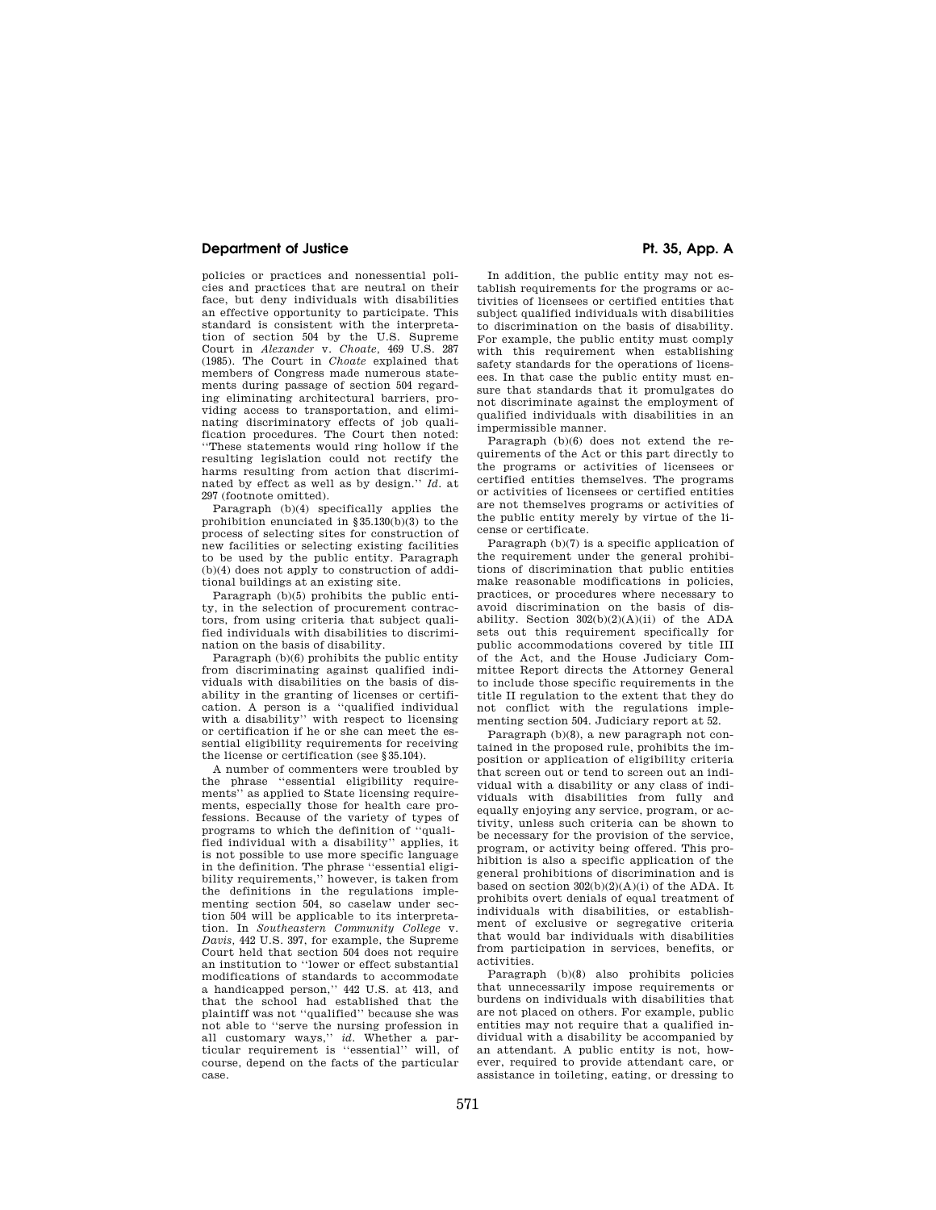policies or practices and nonessential policies and practices that are neutral on their face, but deny individuals with disabilities an effective opportunity to participate. This standard is consistent with the interpretation of section 504 by the U.S. Supreme Court in *Alexander* v. *Choate,* 469 U.S. 287 (1985). The Court in *Choate* explained that members of Congress made numerous statements during passage of section 504 regarding eliminating architectural barriers, providing access to transportation, and eliminating discriminatory effects of job qualification procedures. The Court then noted: ''These statements would ring hollow if the resulting legislation could not rectify the harms resulting from action that discriminated by effect as well as by design.'' *Id.* at 297 (footnote omitted).

Paragraph (b)(4) specifically applies the prohibition enunciated in §35.130(b)(3) to the process of selecting sites for construction of new facilities or selecting existing facilities to be used by the public entity. Paragraph (b)(4) does not apply to construction of additional buildings at an existing site.

Paragraph (b)(5) prohibits the public entity, in the selection of procurement contractors, from using criteria that subject qualified individuals with disabilities to discrimination on the basis of disability.

Paragraph (b)(6) prohibits the public entity from discriminating against qualified individuals with disabilities on the basis of disability in the granting of licenses or certification. A person is a ''qualified individual with a disability'' with respect to licensing or certification if he or she can meet the essential eligibility requirements for receiving the license or certification (see §35.104).

A number of commenters were troubled by the phrase ''essential eligibility requirements'' as applied to State licensing requirements, especially those for health care professions. Because of the variety of types of programs to which the definition of ''qualified individual with a disability'' applies, it is not possible to use more specific language in the definition. The phrase ''essential eligibility requirements,'' however, is taken from the definitions in the regulations implementing section 504, so caselaw under section 504 will be applicable to its interpretation. In *Southeastern Community College* v. *Davis,* 442 U.S. 397, for example, the Supreme Court held that section 504 does not require an institution to ''lower or effect substantial modifications of standards to accommodate a handicapped person,'' 442 U.S. at 413, and that the school had established that the plaintiff was not ''qualified'' because she was not able to ''serve the nursing profession in all customary ways,'' *id.* Whether a particular requirement is ''essential'' will, of course, depend on the facts of the particular case.

In addition, the public entity may not establish requirements for the programs or activities of licensees or certified entities that subject qualified individuals with disabilities to discrimination on the basis of disability. For example, the public entity must comply with this requirement when establishing safety standards for the operations of licensees. In that case the public entity must ensure that standards that it promulgates do not discriminate against the employment of qualified individuals with disabilities in an impermissible manner.

Paragraph (b)(6) does not extend the requirements of the Act or this part directly to the programs or activities of licensees or certified entities themselves. The programs or activities of licensees or certified entities are not themselves programs or activities of the public entity merely by virtue of the license or certificate.

Paragraph (b)(7) is a specific application of the requirement under the general prohibitions of discrimination that public entities make reasonable modifications in policies, practices, or procedures where necessary to avoid discrimination on the basis of disability. Section 302(b)(2)(A)(ii) of the ADA sets out this requirement specifically for public accommodations covered by title III of the Act, and the House Judiciary Committee Report directs the Attorney General to include those specific requirements in the title II regulation to the extent that they do not conflict with the regulations implementing section 504. Judiciary report at 52.

Paragraph (b)(8), a new paragraph not contained in the proposed rule, prohibits the imposition or application of eligibility criteria that screen out or tend to screen out an individual with a disability or any class of individuals with disabilities from fully and equally enjoying any service, program, or activity, unless such criteria can be shown to be necessary for the provision of the service, program, or activity being offered. This prohibition is also a specific application of the general prohibitions of discrimination and is based on section 302(b)(2)(A)(i) of the ADA. It prohibits overt denials of equal treatment of individuals with disabilities, or establishment of exclusive or segregative criteria that would bar individuals with disabilities from participation in services, benefits, or activities.

Paragraph (b)(8) also prohibits policies that unnecessarily impose requirements or burdens on individuals with disabilities that are not placed on others. For example, public entities may not require that a qualified individual with a disability be accompanied by an attendant. A public entity is not, however, required to provide attendant care, or assistance in toileting, eating, or dressing to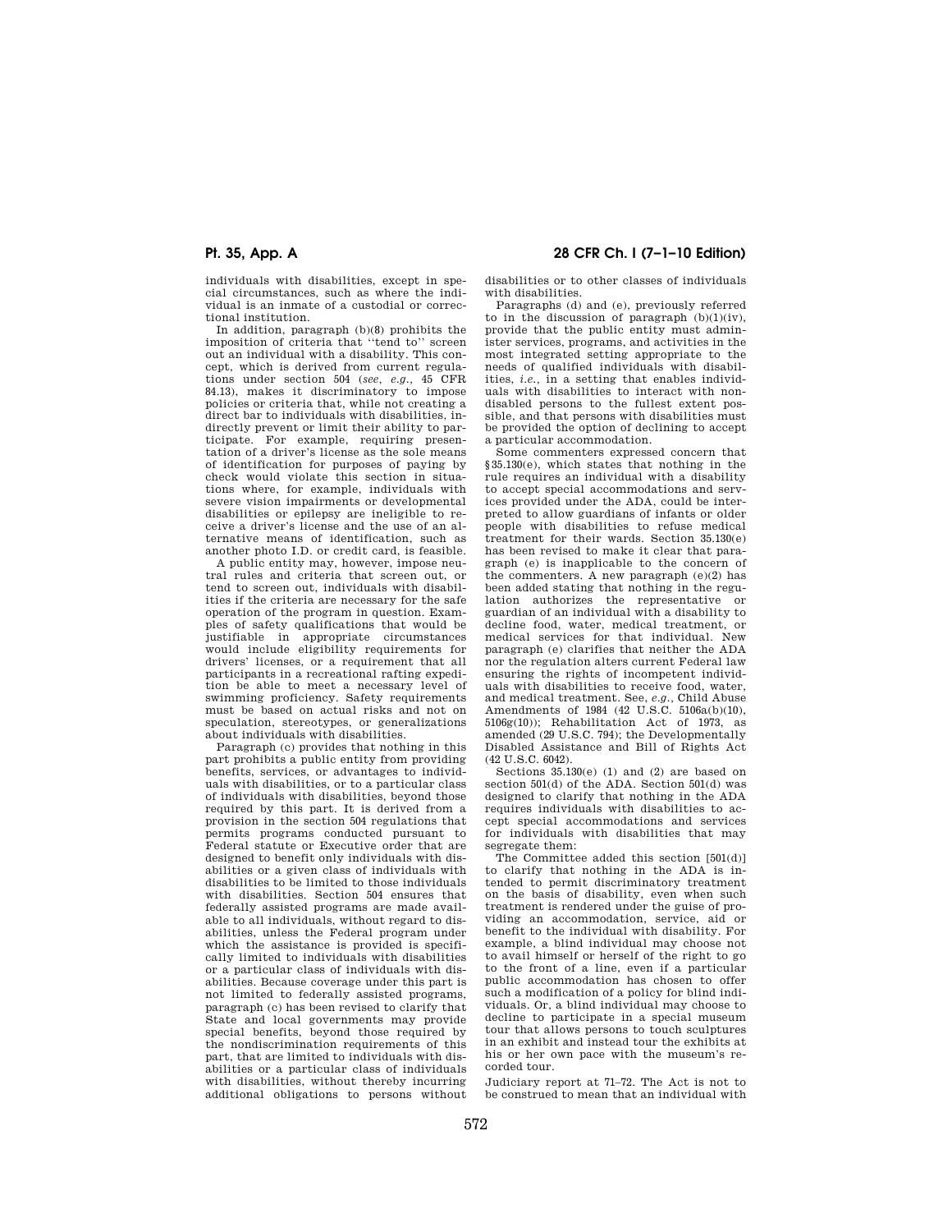individuals with disabilities, except in special circumstances, such as where the individual is an inmate of a custodial or correctional institution.

In addition, paragraph (b)(8) prohibits the imposition of criteria that "tend to" screen out an individual with a disability. This concept, which is derived from current regulations under section 504 (*see, e.g.*, 45 CFR 84.13), makes it discriminatory to impose policies or criteria that, while not creating a direct bar to individuals with disabilities, indirectly prevent or limit their ability to participate. For example, requiring presentation of a driver's license as the sole means of identification for purposes of paying by check would violate this section in situations where, for example, individuals with severe vision impairments or developmental disabilities or epilepsy are ineligible to receive a driver's license and the use of an alternative means of identification, such as another photo I.D. or credit card, is feasible.

A public entity may, however, impose neutral rules and criteria that screen out, or tend to screen out, individuals with disabilities if the criteria are necessary for the safe operation of the program in question. Examples of safety qualifications that would be justifiable in appropriate circumstances would include eligibility requirements for drivers' licenses, or a requirement that all participants in a recreational rafting expedition be able to meet a necessary level of swimming proficiency. Safety requirements must be based on actual risks and not on speculation, stereotypes, or generalizations about individuals with disabilities.

Paragraph (c) provides that nothing in this part prohibits a public entity from providing benefits, services, or advantages to individuals with disabilities, or to a particular class of individuals with disabilities, beyond those required by this part. It is derived from a provision in the section 504 regulations that permits programs conducted pursuant to Federal statute or Executive order that are designed to benefit only individuals with disabilities or a given class of individuals with disabilities to be limited to those individuals with disabilities. Section 504 ensures that federally assisted programs are made available to all individuals, without regard to disabilities, unless the Federal program under which the assistance is provided is specifically limited to individuals with disabilities or a particular class of individuals with disabilities. Because coverage under this part is not limited to federally assisted programs, paragraph (c) has been revised to clarify that State and local governments may provide special benefits, beyond those required by the nondiscrimination requirements of this part, that are limited to individuals with disabilities or a particular class of individuals with disabilities, without thereby incurring additional obligations to persons without disabilities or to other classes of individuals with disabilities.

Paragraphs (d) and (e), previously referred to in the discussion of paragraph (b)(1)(iv), provide that the public entity must administer services, programs, and activities in the most integrated setting appropriate to the needs of qualified individuals with disabilities, *i.e.*, in a setting that enables individuals with disabilities to interact with nondisabled persons to the fullest extent possible, and that persons with disabilities must be provided the option of declining to accept a particular accommodation.

Some commenters expressed concern that §35.130(e), which states that nothing in the rule requires an individual with a disability to accept special accommodations and services provided under the ADA, could be interpreted to allow guardians of infants or older people with disabilities to refuse medical treatment for their wards. Section 35.130(e) has been revised to make it clear that paragraph (e) is inapplicable to the concern of the commenters. A new paragraph (e)(2) has been added stating that nothing in the regulation authorizes the representative or guardian of an individual with a disability to decline food, water, medical treatment, or medical services for that individual. New paragraph (e) clarifies that neither the ADA nor the regulation alters current Federal law ensuring the rights of incompetent individuals with disabilities to receive food, water, and medical treatment. See, *e.g.*, Child Abuse Amendments of 1984 (42 U.S.C. 5106a(b)(10), 5106g(10)); Rehabilitation Act of 1973, as amended (29 U.S.C. 794); the Developmentally Disabled Assistance and Bill of Rights Act (42 U.S.C. 6042).

Sections 35.130(e) (1) and (2) are based on section 501(d) of the ADA. Section 501(d) was designed to clarify that nothing in the ADA requires individuals with disabilities to accept special accommodations and services for individuals with disabilities that may segregate them:

> The Committee added this section [501(d)] to clarify that nothing in the ADA is intended to permit discriminatory treatment on the basis of disability, even when such treatment is rendered under the guise of providing an accommodation, service, aid or benefit to the individual with disability. For example, a blind individual may choose not to avail himself or herself of the right to go to the front of a line, even if a particular public accommodation has chosen to offer such a modification of a policy for blind individuals. Or, a blind individual may choose to decline to participate in a special museum tour that allows persons to touch sculptures in an exhibit and instead tour the exhibits at his or her own pace with the museum's recorded tour.

Judiciary report at 71–72. The Act is not to be construed to mean that an individual with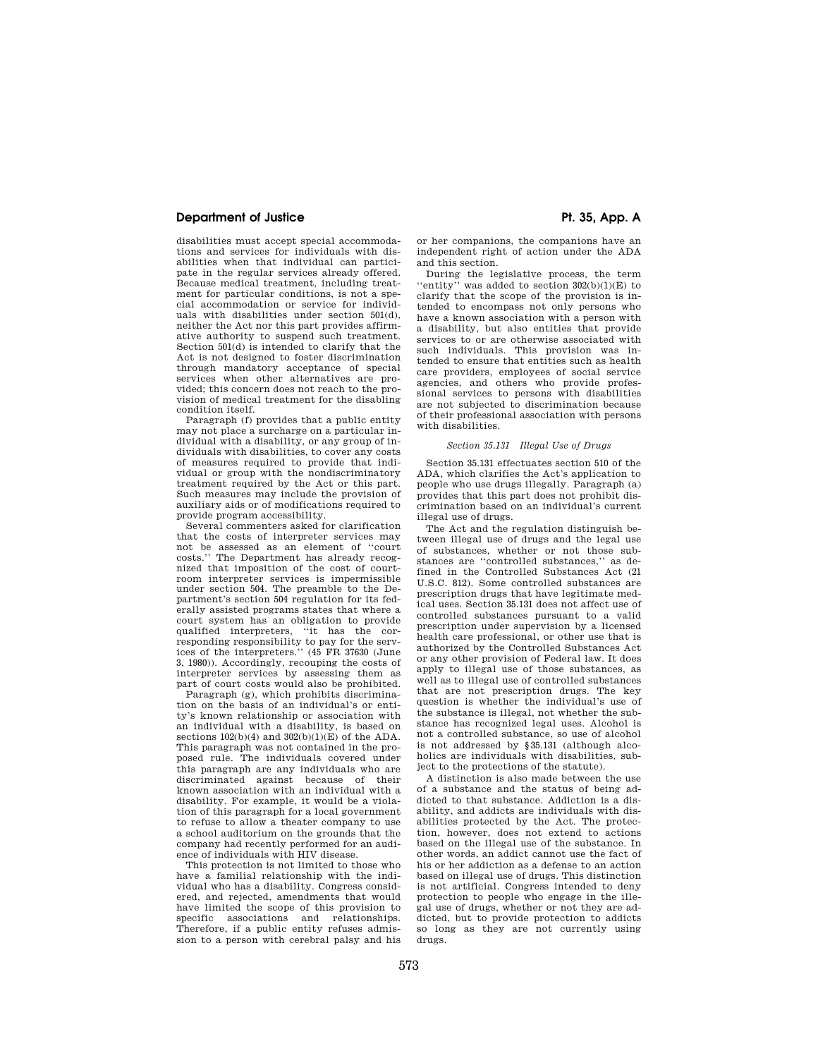disabilities must accept special accommodations and services for individuals with disabilities when that individual can participate in the regular services already offered. Because medical treatment, including treatment for particular conditions, is not a special accommodation or service for individuals with disabilities under section 501(d), neither the Act nor this part provides affirmative authority to suspend such treatment. Section 501(d) is intended to clarify that the Act is not designed to foster discrimination through mandatory acceptance of special services when other alternatives are provided; this concern does not reach to the provision of medical treatment for the disabling condition itself.

Paragraph (f) provides that a public entity may not place a surcharge on a particular individual with a disability, or any group of individuals with disabilities, to cover any costs of measures required to provide that individual or group with the nondiscriminatory treatment required by the Act or this part. Such measures may include the provision of auxiliary aids or of modifications required to provide program accessibility.

Several commenters asked for clarification that the costs of interpreter services may not be assessed as an element of "court costs." The Department has already recognized that imposition of the cost of courtroom interpreter services is impermissible under section 504. The preamble to the Department's section 504 regulation for its federally assisted programs states that where a court system has an obligation to provide qualified interpreters, "it has the corresponding responsibility to pay for the services of the interpreters." (45 FR 37630 (June 3, 1980)). Accordingly, recouping the costs of interpreter services by assessing them as part of court costs would also be prohibited.

Paragraph (g), which prohibits discrimination on the basis of an individual's or entity's known relationship or association with an individual with a disability, is based on sections 102(b)(4) and 302(b)(1)(E) of the ADA. This paragraph was not contained in the proposed rule. The individuals covered under this paragraph are any individuals who are discriminated against because of their known association with an individual with a disability. For example, it would be a violation of this paragraph for a local government to refuse to allow a theater company to use a school auditorium on the grounds that the company had recently performed for an audience of individuals with HIV disease.

This protection is not limited to those who have a familial relationship with the individual who has a disability. Congress considered, and rejected, amendments that would have limited the scope of this provision to specific associations and relationships. Therefore, if a public entity refuses admission to a person with cerebral palsy and his or her companions, the companions have an independent right of action under the ADA and this section.

During the legislative process, the term "entity" was added to section 302(b)(1)(E) to clarify that the scope of the provision is intended to encompass not only persons who have a known association with a person with a disability, but also entities that provide services to or are otherwise associated with such individuals. This provision was intended to ensure that entities such as health care providers, employees of social service agencies, and others who provide professional services to persons with disabilities are not subjected to discrimination because of their professional association with persons with disabilities.

*Section 35.131 Illegal Use of Drugs*

Section 35.131 effectuates section 510 of the ADA, which clarifies the Act's application to people who use drugs illegally. Paragraph (a) provides that this part does not prohibit discrimination based on an individual's current illegal use of drugs.

The Act and the regulation distinguish between illegal use of drugs and the legal use of substances, whether or not those substances are "controlled substances," as defined in the Controlled Substances Act (21 U.S.C. 812). Some controlled substances are prescription drugs that have legitimate medical uses. Section 35.131 does not affect use of controlled substances pursuant to a valid prescription under supervision by a licensed health care professional, or other use that is authorized by the Controlled Substances Act or any other provision of Federal law. It does apply to illegal use of those substances, as well as to illegal use of controlled substances that are not prescription drugs. The key question is whether the individual's use of the substance is illegal, not whether the substance has recognized legal uses. Alcohol is not a controlled substance, so use of alcohol is not addressed by §35.131 (although alcoholics are individuals with disabilities, subject to the protections of the statute).

A distinction is also made between the use of a substance and the status of being addicted to that substance. Addiction is a disability, and addicts are individuals with disabilities protected by the Act. The protection, however, does not extend to actions based on the illegal use of the substance. In other words, an addict cannot use the fact of his or her addiction as a defense to an action based on illegal use of drugs. This distinction is not artificial. Congress intended to deny protection to people who engage in the illegal use of drugs, whether or not they are addicted, but to provide protection to addicts so long as they are not currently using drugs.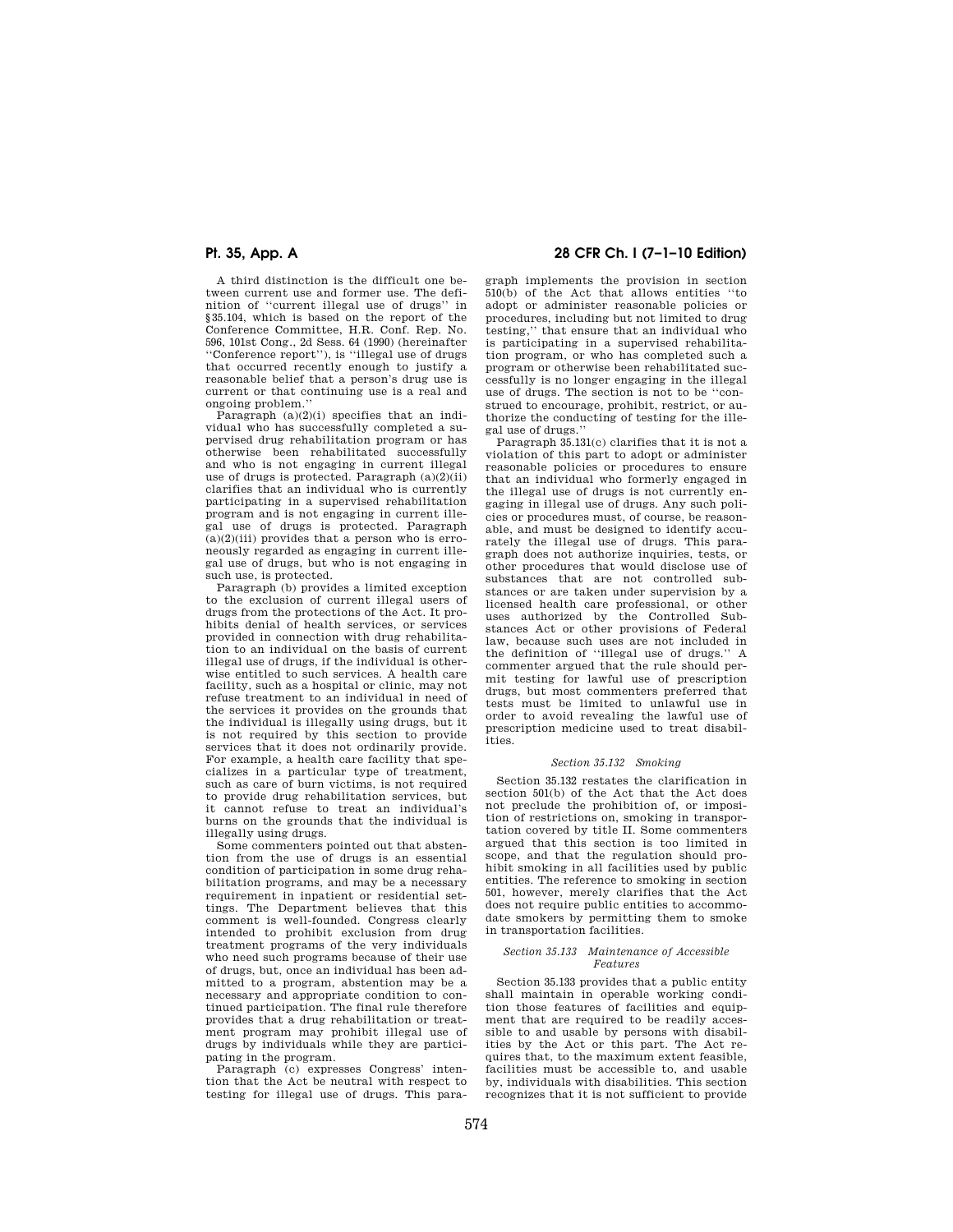A third distinction is the difficult one between current use and former use. The definition of ''current illegal use of drugs'' in §35.104, which is based on the report of the Conference Committee, H.R. Conf. Rep. No. 596, 101st Cong., 2d Sess. 64 (1990) (hereinafter ''Conference report''), is ''illegal use of drugs that occurred recently enough to justify a reasonable belief that a person's drug use is current or that continuing use is a real and ongoing problem.''

Paragraph (a)(2)(i) specifies that an individual who has successfully completed a supervised drug rehabilitation program or has otherwise been rehabilitated successfully and who is not engaging in current illegal use of drugs is protected. Paragraph (a)(2)(ii) clarifies that an individual who is currently participating in a supervised rehabilitation program and is not engaging in current illegal use of drugs is protected. Paragraph (a)(2)(iii) provides that a person who is erroneously regarded as engaging in current illegal use of drugs, but who is not engaging in such use, is protected.

Paragraph (b) provides a limited exception to the exclusion of current illegal users of drugs from the protections of the Act. It prohibits denial of health services, or services provided in connection with drug rehabilitation to an individual on the basis of current illegal use of drugs, if the individual is otherwise entitled to such services. A health care facility, such as a hospital or clinic, may not refuse treatment to an individual in need of the services it provides on the grounds that the individual is illegally using drugs, but it is not required by this section to provide services that it does not ordinarily provide. For example, a health care facility that specializes in a particular type of treatment, such as care of burn victims, is not required to provide drug rehabilitation services, but it cannot refuse to treat an individual's burns on the grounds that the individual is illegally using drugs.

Some commenters pointed out that abstention from the use of drugs is an essential condition of participation in some drug rehabilitation programs, and may be a necessary requirement in inpatient or residential settings. The Department believes that this comment is well-founded. Congress clearly intended to prohibit exclusion from drug treatment programs of the very individuals who need such programs because of their use of drugs, but, once an individual has been admitted to a program, abstention may be a necessary and appropriate condition to continued participation. The final rule therefore provides that a drug rehabilitation or treatment program may prohibit illegal use of drugs by individuals while they are participating in the program.

Paragraph (c) expresses Congress' intention that the Act be neutral with respect to testing for illegal use of drugs. This paragraph implements the provision in section 510(b) of the Act that allows entities ''to adopt or administer reasonable policies or procedures, including but not limited to drug testing,'' that ensure that an individual who is participating in a supervised rehabilitation program, or who has completed such a program or otherwise been rehabilitated successfully is no longer engaging in the illegal use of drugs. The section is not to be ''construed to encourage, prohibit, restrict, or authorize the conducting of testing for the illegal use of drugs.''

Paragraph 35.131(c) clarifies that it is not a violation of this part to adopt or administer reasonable policies or procedures to ensure that an individual who formerly engaged in the illegal use of drugs is not currently engaging in illegal use of drugs. Any such policies or procedures must, of course, be reasonable, and must be designed to identify accurately the illegal use of drugs. This paragraph does not authorize inquiries, tests, or other procedures that would disclose use of substances that are not controlled substances or are taken under supervision by a licensed health care professional, or other uses authorized by the Controlled Substances Act or other provisions of Federal law, because such uses are not included in the definition of ''illegal use of drugs.'' A commenter argued that the rule should permit testing for lawful use of prescription drugs, but most commenters preferred that tests must be limited to unlawful use in order to avoid revealing the lawful use of prescription medicine used to treat disabilities.

### *Section 35.132 Smoking*

Section 35.132 restates the clarification in section 501(b) of the Act that the Act does not preclude the prohibition of, or imposition of restrictions on, smoking in transportation covered by title II. Some commenters argued that this section is too limited in scope, and that the regulation should prohibit smoking in all facilities used by public entities. The reference to smoking in section 501, however, merely clarifies that the Act does not require public entities to accommodate smokers by permitting them to smoke in transportation facilities.

### *Section 35.133 Maintenance of Accessible Features*

Section 35.133 provides that a public entity shall maintain in operable working condition those features of facilities and equipment that are required to be readily accessible to and usable by persons with disabilities by the Act or this part. The Act requires that, to the maximum extent feasible, facilities must be accessible to, and usable by, individuals with disabilities. This section recognizes that it is not sufficient to provide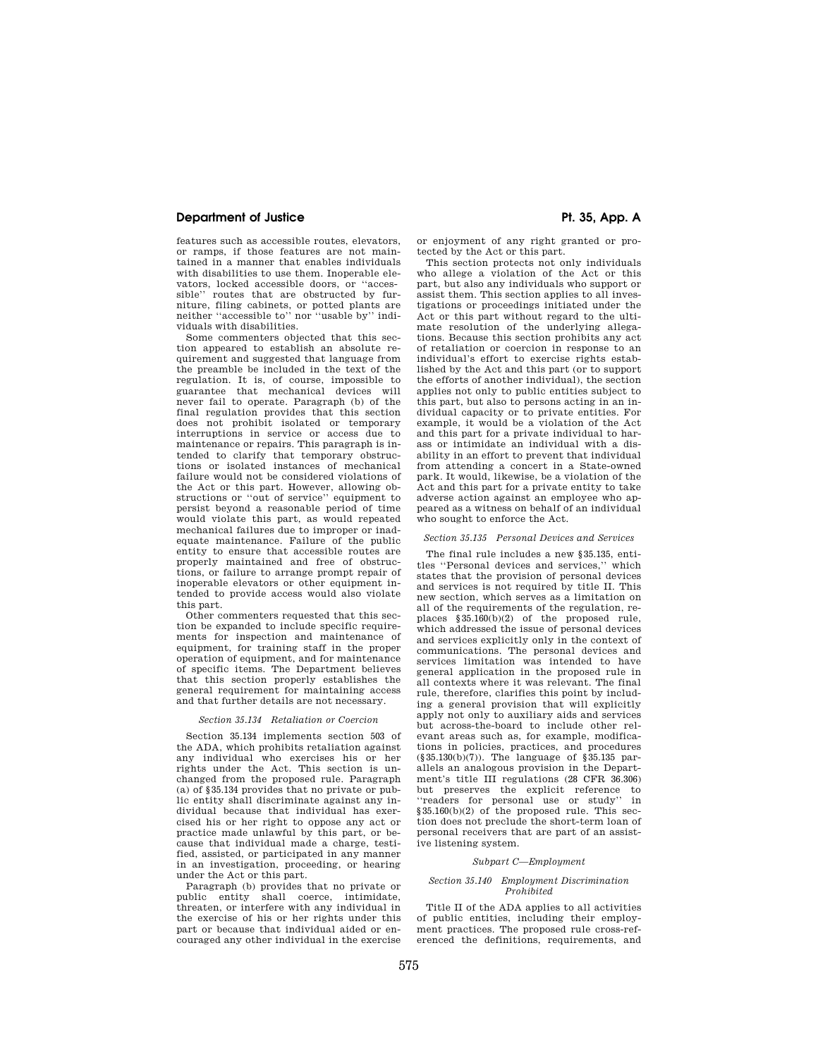features such as accessible routes, elevators, or ramps, if those features are not maintained in a manner that enables individuals with disabilities to use them. Inoperable elevators, locked accessible doors, or ''accessible'' routes that are obstructed by furniture, filing cabinets, or potted plants are neither ''accessible to'' nor ''usable by'' individuals with disabilities.

Some commenters objected that this section appeared to establish an absolute requirement and suggested that language from the preamble be included in the text of the regulation. It is, of course, impossible to guarantee that mechanical devices will never fail to operate. Paragraph (b) of the final regulation provides that this section does not prohibit isolated or temporary interruptions in service or access due to maintenance or repairs. This paragraph is intended to clarify that temporary obstructions or isolated instances of mechanical failure would not be considered violations of the Act or this part. However, allowing obstructions or ''out of service'' equipment to persist beyond a reasonable period of time would violate this part, as would repeated mechanical failures due to improper or inadequate maintenance. Failure of the public entity to ensure that accessible routes are properly maintained and free of obstructions, or failure to arrange prompt repair of inoperable elevators or other equipment intended to provide access would also violate this part.

Other commenters requested that this section be expanded to include specific requirements for inspection and maintenance of equipment, for training staff in the proper operation of equipment, and for maintenance of specific items. The Department believes that this section properly establishes the general requirement for maintaining access and that further details are not necessary.

### *Section 35.134 Retaliation or Coercion*

Section 35.134 implements section 503 of the ADA, which prohibits retaliation against any individual who exercises his or her rights under the Act. This section is unchanged from the proposed rule. Paragraph (a) of §35.134 provides that no private or public entity shall discriminate against any individual because that individual has exercised his or her right to oppose any act or practice made unlawful by this part, or because that individual made a charge, testified, assisted, or participated in any manner in an investigation, proceeding, or hearing under the Act or this part.

Paragraph (b) provides that no private or public entity shall coerce, intimidate, threaten, or interfere with any individual in the exercise of his or her rights under this part or because that individual aided or encouraged any other individual in the exercise or enjoyment of any right granted or protected by the Act or this part.

This section protects not only individuals who allege a violation of the Act or this part, but also any individuals who support or assist them. This section applies to all investigations or proceedings initiated under the Act or this part without regard to the ultimate resolution of the underlying allegations. Because this section prohibits any act of retaliation or coercion in response to an individual's effort to exercise rights established by the Act and this part (or to support the efforts of another individual), the section applies not only to public entities subject to this part, but also to persons acting in an individual capacity or to private entities. For example, it would be a violation of the Act and this part for a private individual to harass or intimidate an individual with a disability in an effort to prevent that individual from attending a concert in a State-owned park. It would, likewise, be a violation of the Act and this part for a private entity to take adverse action against an employee who appeared as a witness on behalf of an individual who sought to enforce the Act.

### *Section 35.135 Personal Devices and Services*

The final rule includes a new §35.135, entitles ''Personal devices and services,'' which states that the provision of personal devices and services is not required by title II. This new section, which serves as a limitation on all of the requirements of the regulation, replaces §35.160(b)(2) of the proposed rule, which addressed the issue of personal devices and services explicitly only in the context of communications. The personal devices and services limitation was intended to have general application in the proposed rule in all contexts where it was relevant. The final rule, therefore, clarifies this point by including a general provision that will explicitly apply not only to auxiliary aids and services but across-the-board to include other relevant areas such as, for example, modifications in policies, practices, and procedures (§35.130(b)(7)). The language of §35.135 parallels an analogous provision in the Department's title III regulations (28 CFR 36.306) but preserves the explicit reference to ''readers for personal use or study'' in §35.160(b)(2) of the proposed rule. This section does not preclude the short-term loan of personal receivers that are part of an assistive listening system.

## *Subpart C—Employment*

### *Section 35.140 Employment Discrimination Prohibited*

Title II of the ADA applies to all activities of public entities, including their employment practices. The proposed rule cross-referenced the definitions, requirements, and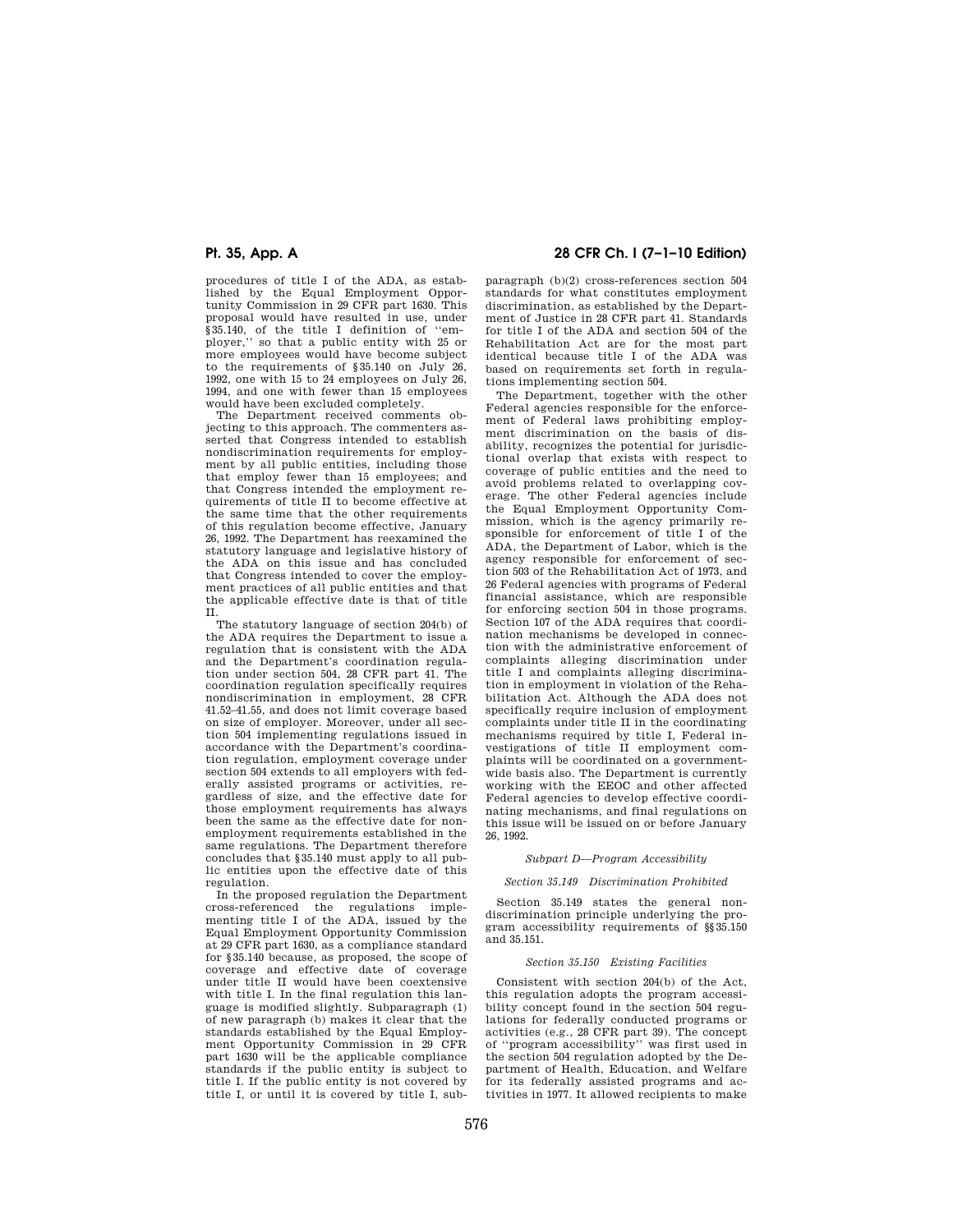procedures of title I of the ADA, as established by the Equal Employment Opportunity Commission in 29 CFR part 1630. This proposal would have resulted in use, under §35.140, of the title I definition of "employer," so that a public entity with 25 or more employees would have become subject to the requirements of §35.140 on July 26, 1992, one with 15 to 24 employees on July 26, 1994, and one with fewer than 15 employees would have been excluded completely.

The Department received comments objecting to this approach. The commenters asserted that Congress intended to establish nondiscrimination requirements for employment by all public entities, including those that employ fewer than 15 employees; and that Congress intended the employment requirements of title II to become effective at the same time that the other requirements of this regulation become effective, January 26, 1992. The Department has reexamined the statutory language and legislative history of the ADA on this issue and has concluded that Congress intended to cover the employment practices of all public entities and that the applicable effective date is that of title II.

The statutory language of section 204(b) of the ADA requires the Department to issue a regulation that is consistent with the ADA and the Department's coordination regulation under section 504, 28 CFR part 41. The coordination regulation specifically requires nondiscrimination in employment, 28 CFR 41.52–41.55, and does not limit coverage based on size of employer. Moreover, under all section 504 implementing regulations issued in accordance with the Department's coordination regulation, employment coverage under section 504 extends to all employers with federally assisted programs or activities, regardless of size, and the effective date for those employment requirements has always been the same as the effective date for nonemployment requirements established in the same regulations. The Department therefore concludes that §35.140 must apply to all public entities upon the effective date of this regulation.

In the proposed regulation the Department cross-referenced the regulations implementing title I of the ADA, issued by the Equal Employment Opportunity Commission at 29 CFR part 1630, as a compliance standard for §35.140 because, as proposed, the scope of coverage and effective date of coverage under title II would have been coextensive with title I. In the final regulation this language is modified slightly. Subparagraph (1) of new paragraph (b) makes it clear that the standards established by the Equal Employment Opportunity Commission in 29 CFR part 1630 will be the applicable compliance standards if the public entity is subject to title I. If the public entity is not covered by title I, or until it is covered by title I, subparagraph (b)(2) cross-references section 504 standards for what constitutes employment discrimination, as established by the Department of Justice in 28 CFR part 41. Standards for title I of the ADA and section 504 of the Rehabilitation Act are for the most part identical because title I of the ADA was based on requirements set forth in regulations implementing section 504.

The Department, together with the other Federal agencies responsible for the enforcement of Federal laws prohibiting employment discrimination on the basis of disability, recognizes the potential for jurisdictional overlap that exists with respect to coverage of public entities and the need to avoid problems related to overlapping coverage. The other Federal agencies include the Equal Employment Opportunity Commission, which is the agency primarily responsible for enforcement of title I of the ADA, the Department of Labor, which is the agency responsible for enforcement of section 503 of the Rehabilitation Act of 1973, and 26 Federal agencies with programs of Federal financial assistance, which are responsible for enforcing section 504 in those programs. Section 107 of the ADA requires that coordination mechanisms be developed in connection with the administrative enforcement of complaints alleging discrimination under title I and complaints alleging discrimination in employment in violation of the Rehabilitation Act. Although the ADA does not specifically require inclusion of employment complaints under title II in the coordinating mechanisms required by title I, Federal investigations of title II employment complaints will be coordinated on a government-wide basis also. The Department is currently working with the EEOC and other affected Federal agencies to develop effective coordinating mechanisms, and final regulations on this issue will be issued on or before January 26, 1992.

### *Subpart D—Program Accessibility*

#### *Section 35.149 Discrimination Prohibited*

Section 35.149 states the general nondiscrimination principle underlying the program accessibility requirements of §§35.150 and 35.151.

#### *Section 35.150 Existing Facilities*

Consistent with section 204(b) of the Act, this regulation adopts the program accessibility concept found in the section 504 regulations for federally conducted programs or activities (e.g., 28 CFR part 39). The concept of "program accessibility" was first used in the section 504 regulation adopted by the Department of Health, Education, and Welfare for its federally assisted programs and activities in 1977. It allowed recipients to make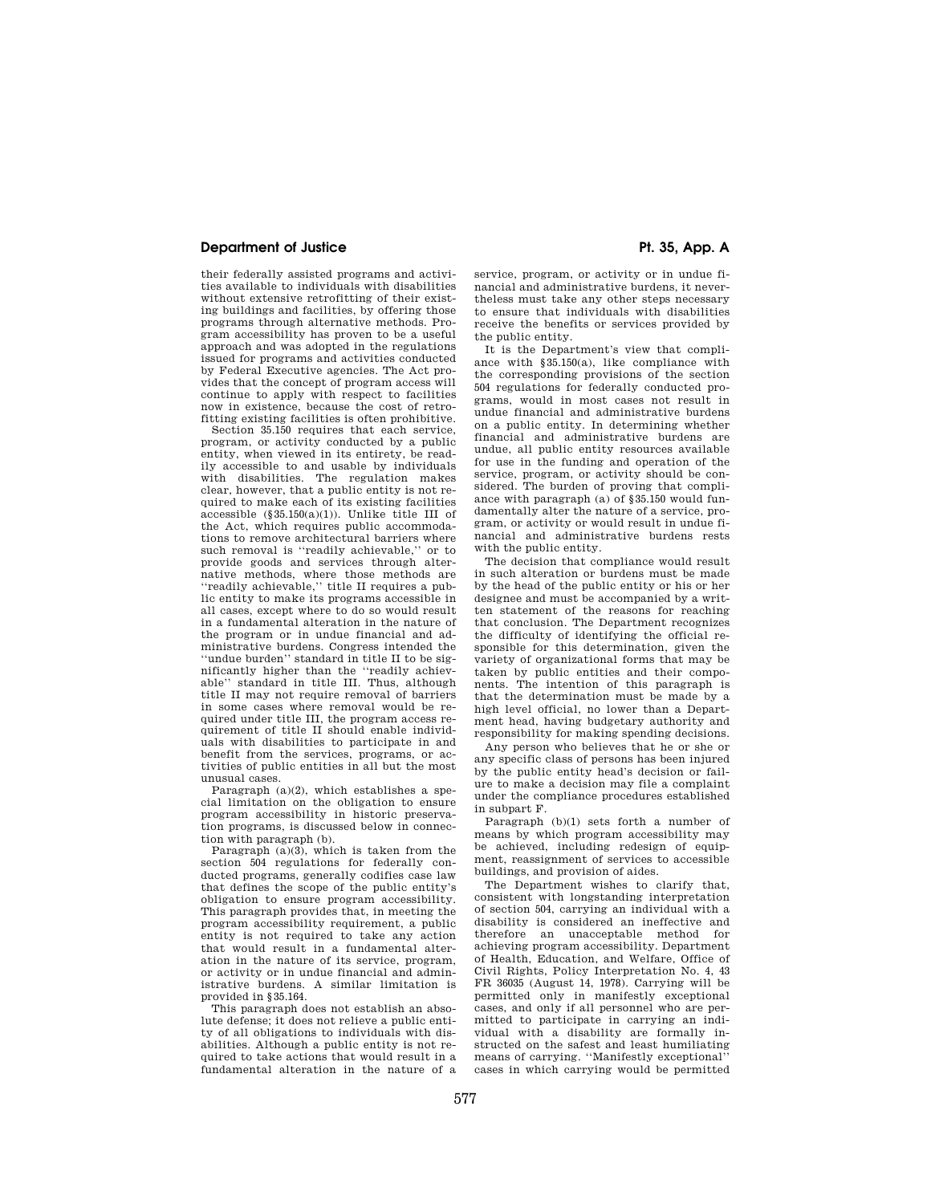their federally assisted programs and activities available to individuals with disabilities without extensive retrofitting of their existing buildings and facilities, by offering those programs through alternative methods. Program accessibility has proven to be a useful approach and was adopted in the regulations issued for programs and activities conducted by Federal Executive agencies. The Act provides that the concept of program access will continue to apply with respect to facilities now in existence, because the cost of retrofitting existing facilities is often prohibitive.

Section 35.150 requires that each service, program, or activity conducted by a public entity, when viewed in its entirety, be readily accessible to and usable by individuals with disabilities. The regulation makes clear, however, that a public entity is not required to make each of its existing facilities accessible (§35.150(a)(1)). Unlike title III of the Act, which requires public accommodations to remove architectural barriers where such removal is ''readily achievable,'' or to provide goods and services through alternative methods, where those methods are ''readily achievable,'' title II requires a public entity to make its programs accessible in all cases, except where to do so would result in a fundamental alteration in the nature of the program or in undue financial and administrative burdens. Congress intended the ''undue burden'' standard in title II to be significantly higher than the ''readily achievable'' standard in title III. Thus, although title II may not require removal of barriers in some cases where removal would be required under title III, the program access requirement of title II should enable individuals with disabilities to participate in and benefit from the services, programs, or activities of public entities in all but the most unusual cases.

Paragraph (a)(2), which establishes a special limitation on the obligation to ensure program accessibility in historic preservation programs, is discussed below in connection with paragraph (b).

Paragraph (a)(3), which is taken from the section 504 regulations for federally conducted programs, generally codifies case law that defines the scope of the public entity's obligation to ensure program accessibility. This paragraph provides that, in meeting the program accessibility requirement, a public entity is not required to take any action that would result in a fundamental alteration in the nature of its service, program, or activity or in undue financial and administrative burdens. A similar limitation is provided in §35.164.

This paragraph does not establish an absolute defense; it does not relieve a public entity of all obligations to individuals with disabilities. Although a public entity is not required to take actions that would result in a fundamental alteration in the nature of a service, program, or activity or in undue financial and administrative burdens, it nevertheless must take any other steps necessary to ensure that individuals with disabilities receive the benefits or services provided by the public entity.

It is the Department's view that compliance with §35.150(a), like compliance with the corresponding provisions of the section 504 regulations for federally conducted programs, would in most cases not result in undue financial and administrative burdens on a public entity. In determining whether financial and administrative burdens are undue, all public entity resources available for use in the funding and operation of the service, program, or activity should be considered. The burden of proving that compliance with paragraph (a) of §35.150 would fundamentally alter the nature of a service, program, or activity or would result in undue financial and administrative burdens rests with the public entity.

The decision that compliance would result in such alteration or burdens must be made by the head of the public entity or his or her designee and must be accompanied by a written statement of the reasons for reaching that conclusion. The Department recognizes the difficulty of identifying the official responsible for this determination, given the variety of organizational forms that may be taken by public entities and their components. The intention of this paragraph is that the determination must be made by a high level official, no lower than a Department head, having budgetary authority and responsibility for making spending decisions.

Any person who believes that he or she or any specific class of persons has been injured by the public entity head's decision or failure to make a decision may file a complaint under the compliance procedures established in subpart F.

Paragraph (b)(1) sets forth a number of means by which program accessibility may be achieved, including redesign of equipment, reassignment of services to accessible buildings, and provision of aides.

The Department wishes to clarify that, consistent with longstanding interpretation of section 504, carrying an individual with a disability is considered an ineffective and therefore an unacceptable method for achieving program accessibility. Department of Health, Education, and Welfare, Office of Civil Rights, Policy Interpretation No. 4, 43 FR 36035 (August 14, 1978). Carrying will be permitted only in manifestly exceptional cases, and only if all personnel who are permitted to participate in carrying an individual with a disability are formally instructed on the safest and least humiliating means of carrying. ''Manifestly exceptional'' cases in which carrying would be permitted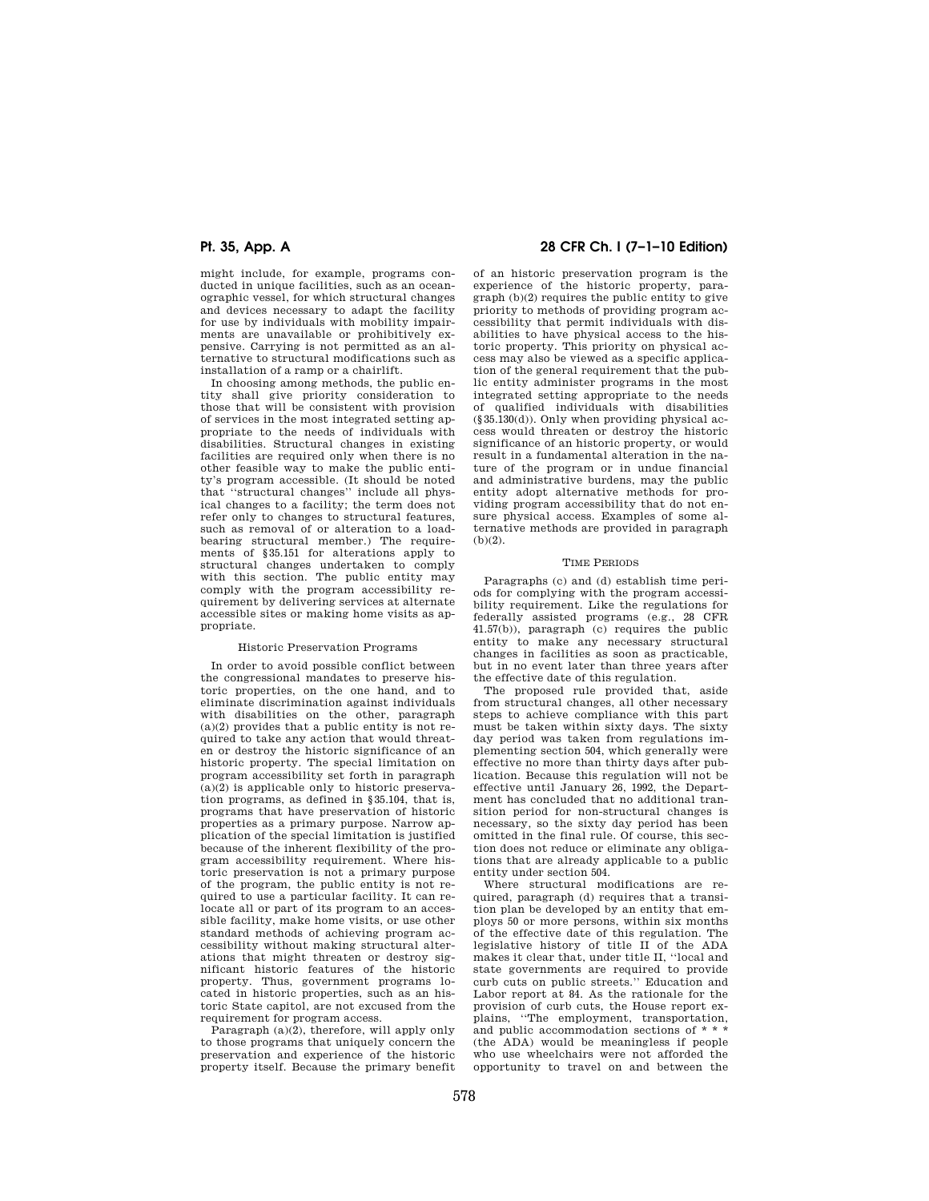might include, for example, programs conducted in unique facilities, such as an oceanographic vessel, for which structural changes and devices necessary to adapt the facility for use by individuals with mobility impairments are unavailable or prohibitively expensive. Carrying is not permitted as an alternative to structural modifications such as installation of a ramp or a chairlift.

In choosing among methods, the public entity shall give priority consideration to those that will be consistent with provision of services in the most integrated setting appropriate to the needs of individuals with disabilities. Structural changes in existing facilities are required only when there is no other feasible way to make the public entity's program accessible. (It should be noted that "structural changes" include all physical changes to a facility; the term does not refer only to changes to structural features, such as removal of or alteration to a load-bearing structural member.) The requirements of §35.151 for alterations apply to structural changes undertaken to comply with this section. The public entity may comply with the program accessibility requirement by delivering services at alternate accessible sites or making home visits as appropriate.

### Historic Preservation Programs

In order to avoid possible conflict between the congressional mandates to preserve historic properties, on the one hand, and to eliminate discrimination against individuals with disabilities on the other, paragraph (a)(2) provides that a public entity is not required to take any action that would threaten or destroy the historic significance of an historic property. The special limitation on program accessibility set forth in paragraph (a)(2) is applicable only to historic preservation programs, as defined in §35.104, that is, programs that have preservation of historic properties as a primary purpose. Narrow application of the special limitation is justified because of the inherent flexibility of the program accessibility requirement. Where historic preservation is not a primary purpose of the program, the public entity is not required to use a particular facility. It can relocate all or part of its program to an accessible facility, make home visits, or use other standard methods of achieving program accessibility without making structural alterations that might threaten or destroy significant historic features of the historic property. Thus, government programs located in historic properties, such as an historic State capitol, are not excused from the requirement for program access.

Paragraph (a)(2), therefore, will apply only to those programs that uniquely concern the preservation and experience of the historic property itself. Because the primary benefit of an historic preservation program is the experience of the historic property, paragraph (b)(2) requires the public entity to give priority to methods of providing program accessibility that permit individuals with disabilities to have physical access to the historic property. This priority on physical access may also be viewed as a specific application of the general requirement that the public entity administer programs in the most integrated setting appropriate to the needs of qualified individuals with disabilities (§35.130(d)). Only when providing physical access would threaten or destroy the historic significance of an historic property, or would result in a fundamental alteration in the nature of the program or in undue financial and administrative burdens, may the public entity adopt alternative methods for providing program accessibility that do not ensure physical access. Examples of some alternative methods are provided in paragraph (b)(2).

### Time Periods

Paragraphs (c) and (d) establish time periods for complying with the program accessibility requirement. Like the regulations for federally assisted programs (e.g., 28 CFR 41.57(b)), paragraph (c) requires the public entity to make any necessary structural changes in facilities as soon as practicable, but in no event later than three years after the effective date of this regulation.

The proposed rule provided that, aside from structural changes, all other necessary steps to achieve compliance with this part must be taken within sixty days. The sixty day period was taken from regulations implementing section 504, which generally were effective no more than thirty days after publication. Because this regulation will not be effective until January 26, 1992, the Department has concluded that no additional transition period for non-structural changes is necessary, so the sixty day period has been omitted in the final rule. Of course, this section does not reduce or eliminate any obligations that are already applicable to a public entity under section 504.

Where structural modifications are required, paragraph (d) requires that a transition plan be developed by an entity that employs 50 or more persons, within six months of the effective date of this regulation. The legislative history of title II of the ADA makes it clear that, under title II, "local and state governments are required to provide curb cuts on public streets." Education and Labor report at 84. As the rationale for the provision of curb cuts, the House report explains, "The employment, transportation, and public accommodation sections of * * * (the ADA) would be meaningless if people who use wheelchairs were not afforded the opportunity to travel on and between the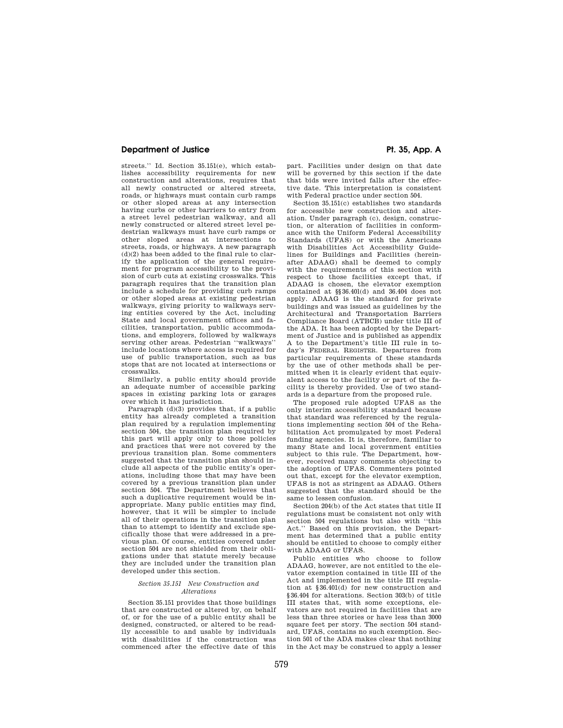streets.'' Id. Section 35.151(e), which establishes accessibility requirements for new construction and alterations, requires that all newly constructed or altered streets, roads, or highways must contain curb ramps or other sloped areas at any intersection having curbs or other barriers to entry from a street level pedestrian walkway, and all newly constructed or altered street level pedestrian walkways must have curb ramps or other sloped areas at intersections to streets, roads, or highways. A new paragraph (d)(2) has been added to the final rule to clarify the application of the general requirement for program accessibility to the provision of curb cuts at existing crosswalks. This paragraph requires that the transition plan include a schedule for providing curb ramps or other sloped areas at existing pedestrian walkways, giving priority to walkways serving entities covered by the Act, including State and local government offices and facilities, transportation, public accommodations, and employers, followed by walkways serving other areas. Pedestrian ''walkways'' include locations where access is required for use of public transportation, such as bus stops that are not located at intersections or crosswalks.

Similarly, a public entity should provide an adequate number of accessible parking spaces in existing parking lots or garages over which it has jurisdiction.

Paragraph (d)(3) provides that, if a public entity has already completed a transition plan required by a regulation implementing section 504, the transition plan required by this part will apply only to those policies and practices that were not covered by the previous transition plan. Some commenters suggested that the transition plan should include all aspects of the public entity's operations, including those that may have been covered by a previous transition plan under section 504. The Department believes that such a duplicative requirement would be inappropriate. Many public entities may find, however, that it will be simpler to include all of their operations in the transition plan than to attempt to identify and exclude specifically those that were addressed in a previous plan. Of course, entities covered under section 504 are not shielded from their obligations under that statute merely because they are included under the transition plan developed under this section.

### *Section 35.151 New Construction and Alterations*

Section 35.151 provides that those buildings that are constructed or altered by, on behalf of, or for the use of a public entity shall be designed, constructed, or altered to be readily accessible to and usable by individuals with disabilities if the construction was commenced after the effective date of this part. Facilities under design on that date will be governed by this section if the date that bids were invited falls after the effective date. This interpretation is consistent with Federal practice under section 504.

Section 35.151(c) establishes two standards for accessible new construction and alteration. Under paragraph (c), design, construction, or alteration of facilities in conformance with the Uniform Federal Accessibility Standards (UFAS) or with the Americans with Disabilities Act Accessibility Guidelines for Buildings and Facilities (hereinafter ADAAG) shall be deemed to comply with the requirements of this section with respect to those facilities except that, if ADAAG is chosen, the elevator exemption contained at §§36.401(d) and 36.404 does not apply. ADAAG is the standard for private buildings and was issued as guidelines by the Architectural and Transportation Barriers Compliance Board (ATBCB) under title III of the ADA. It has been adopted by the Department of Justice and is published as appendix A to the Department's title III rule in today's FEDERAL REGISTER. Departures from particular requirements of these standards by the use of other methods shall be permitted when it is clearly evident that equivalent access to the facility or part of the facility is thereby provided. Use of two standards is a departure from the proposed rule.

The proposed rule adopted UFAS as the only interim accessibility standard because that standard was referenced by the regulations implementing section 504 of the Rehabilitation Act promulgated by most Federal funding agencies. It is, therefore, familiar to many State and local government entities subject to this rule. The Department, however, received many comments objecting to the adoption of UFAS. Commenters pointed out that, except for the elevator exemption, UFAS is not as stringent as ADAAG. Others suggested that the standard should be the same to lessen confusion.

Section 204(b) of the Act states that title II regulations must be consistent not only with section 504 regulations but also with ''this Act.'' Based on this provision, the Department has determined that a public entity should be entitled to choose to comply either with ADAAG or UFAS.

Public entities who choose to follow ADAAG, however, are not entitled to the elevator exemption contained in title III of the Act and implemented in the title III regulation at §36.401(d) for new construction and §36.404 for alterations. Section 303(b) of title III states that, with some exceptions, elevators are not required in facilities that are less than three stories or have less than 3000 square feet per story. The section 504 standard, UFAS, contains no such exemption. Section 501 of the ADA makes clear that nothing in the Act may be construed to apply a lesser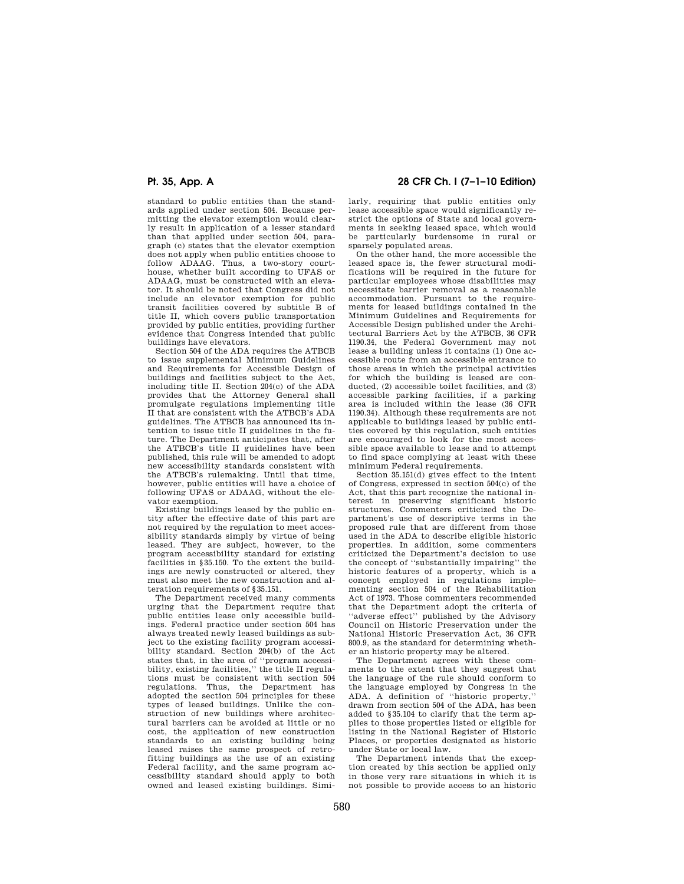standard to public entities than the standards applied under section 504. Because permitting the elevator exemption would clearly result in application of a lesser standard than that applied under section 504, paragraph (c) states that the elevator exemption does not apply when public entities choose to follow ADAAG. Thus, a two-story courthouse, whether built according to UFAS or ADAAG, must be constructed with an elevator. It should be noted that Congress did not include an elevator exemption for public transit facilities covered by subtitle B of title II, which covers public transportation provided by public entities, providing further evidence that Congress intended that public buildings have elevators.

Section 504 of the ADA requires the ATBCB to issue supplemental Minimum Guidelines and Requirements for Accessible Design of buildings and facilities subject to the Act, including title II. Section 204(c) of the ADA provides that the Attorney General shall promulgate regulations implementing title II that are consistent with the ATBCB's ADA guidelines. The ATBCB has announced its intention to issue title II guidelines in the future. The Department anticipates that, after the ATBCB's title II guidelines have been published, this rule will be amended to adopt new accessibility standards consistent with the ATBCB's rulemaking. Until that time, however, public entities will have a choice of following UFAS or ADAAG, without the elevator exemption.

Existing buildings leased by the public entity after the effective date of this part are not required by the regulation to meet accessibility standards simply by virtue of being leased. They are subject, however, to the program accessibility standard for existing facilities in §35.150. To the extent the buildings are newly constructed or altered, they must also meet the new construction and alteration requirements of §35.151.

The Department received many comments urging that the Department require that public entities lease only accessible buildings. Federal practice under section 504 has always treated newly leased buildings as subject to the existing facility program accessibility standard. Section 204(b) of the Act states that, in the area of ''program accessibility, existing facilities,'' the title II regulations must be consistent with section 504 regulations. Thus, the Department has adopted the section 504 principles for these types of leased buildings. Unlike the construction of new buildings where architectural barriers can be avoided at little or no cost, the application of new construction standards to an existing building being leased raises the same prospect of retrofitting buildings as the use of an existing Federal facility, and the same program accessibility standard should apply to both owned and leased existing buildings. Similarly, requiring that public entities only lease accessible space would significantly restrict the options of State and local governments in seeking leased space, which would be particularly burdensome in rural or sparsely populated areas.

On the other hand, the more accessible the leased space is, the fewer structural modifications will be required in the future for particular employees whose disabilities may necessitate barrier removal as a reasonable accommodation. Pursuant to the requirements for leased buildings contained in the Minimum Guidelines and Requirements for Accessible Design published under the Architectural Barriers Act by the ATBCB, 36 CFR 1190.34, the Federal Government may not lease a building unless it contains (1) One accessible route from an accessible entrance to those areas in which the principal activities for which the building is leased are conducted, (2) accessible toilet facilities, and (3) accessible parking facilities, if a parking area is included within the lease (36 CFR 1190.34). Although these requirements are not applicable to buildings leased by public entities covered by this regulation, such entities are encouraged to look for the most accessible space available to lease and to attempt to find space complying at least with these minimum Federal requirements.

Section 35.151(d) gives effect to the intent of Congress, expressed in section 504(c) of the Act, that this part recognize the national interest in preserving significant historic structures. Commenters criticized the Department's use of descriptive terms in the proposed rule that are different from those used in the ADA to describe eligible historic properties. In addition, some commenters criticized the Department's decision to use the concept of ''substantially impairing'' the historic features of a property, which is a concept employed in regulations implementing section 504 of the Rehabilitation Act of 1973. Those commenters recommended that the Department adopt the criteria of ''adverse effect'' published by the Advisory Council on Historic Preservation under the National Historic Preservation Act, 36 CFR 800.9, as the standard for determining whether an historic property may be altered.

The Department agrees with these comments to the extent that they suggest that the language of the rule should conform to the language employed by Congress in the ADA. A definition of ''historic property,'' drawn from section 504 of the ADA, has been added to §35.104 to clarify that the term applies to those properties listed or eligible for listing in the National Register of Historic Places, or properties designated as historic under State or local law.

The Department intends that the exception created by this section be applied only in those very rare situations in which it is not possible to provide access to an historic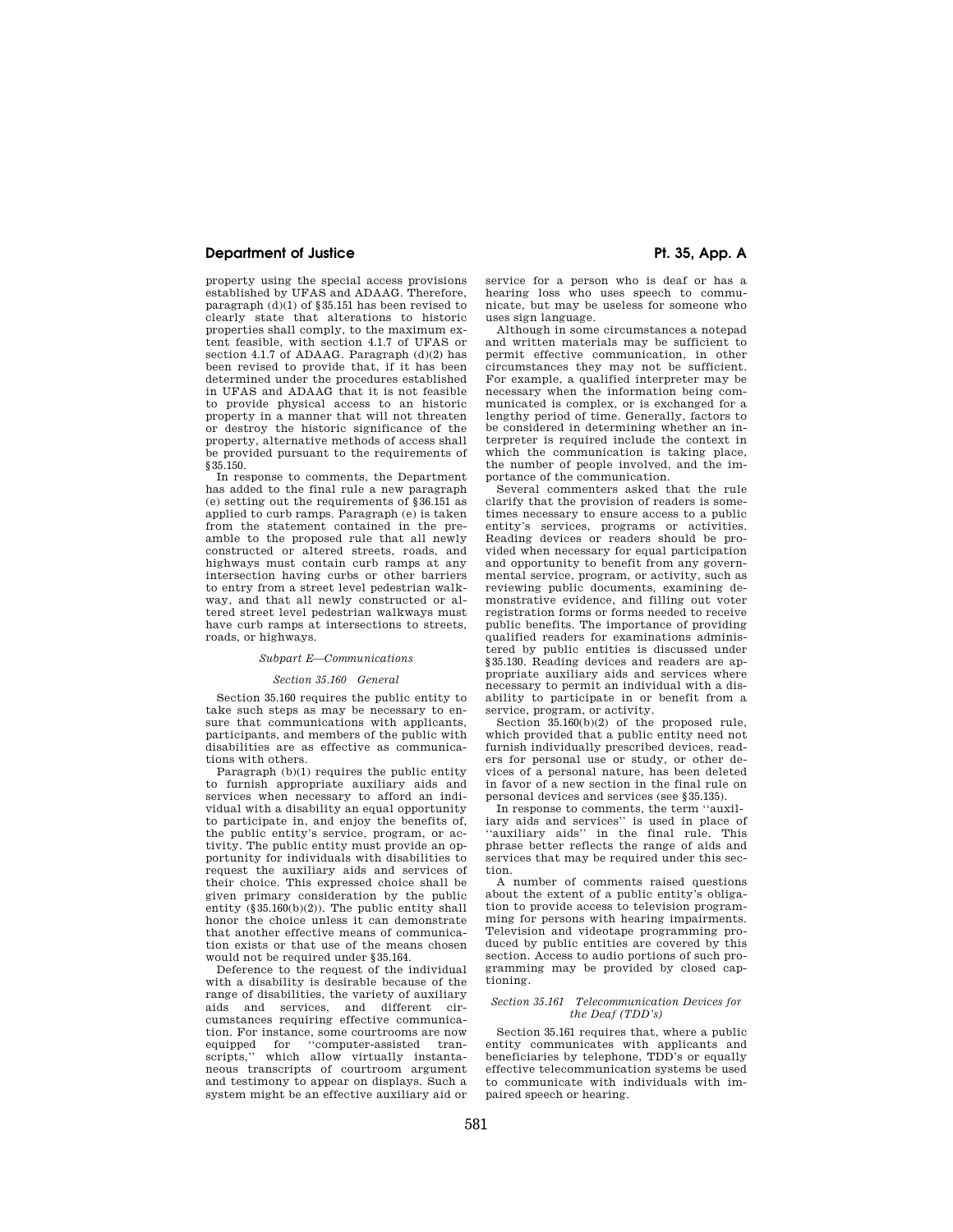property using the special access provisions established by UFAS and ADAAG. Therefore, paragraph (d)(1) of §35.151 has been revised to clearly state that alterations to historic properties shall comply, to the maximum extent feasible, with section 4.1.7 of UFAS or section 4.1.7 of ADAAG. Paragraph (d)(2) has been revised to provide that, if it has been determined under the procedures established in UFAS and ADAAG that it is not feasible to provide physical access to an historic property in a manner that will not threaten or destroy the historic significance of the property, alternative methods of access shall be provided pursuant to the requirements of §35.150.

In response to comments, the Department has added to the final rule a new paragraph (e) setting out the requirements of §36.151 as applied to curb ramps. Paragraph (e) is taken from the statement contained in the preamble to the proposed rule that all newly constructed or altered streets, roads, and highways must contain curb ramps at any intersection having curbs or other barriers to entry from a street level pedestrian walkway, and that all newly constructed or altered street level pedestrian walkways must have curb ramps at intersections to streets, roads, or highways.

### *Subpart E—Communications*

#### *Section 35.160 General*

Section 35.160 requires the public entity to take such steps as may be necessary to ensure that communications with applicants, participants, and members of the public with disabilities are as effective as communications with others.

Paragraph (b)(1) requires the public entity to furnish appropriate auxiliary aids and services when necessary to afford an individual with a disability an equal opportunity to participate in, and enjoy the benefits of, the public entity's service, program, or activity. The public entity must provide an opportunity for individuals with disabilities to request the auxiliary aids and services of their choice. This expressed choice shall be given primary consideration by the public entity (§35.160(b)(2)). The public entity shall honor the choice unless it can demonstrate that another effective means of communication exists or that use of the means chosen would not be required under §35.164.

Deference to the request of the individual with a disability is desirable because of the range of disabilities, the variety of auxiliary aids and services, and different circumstances requiring effective communication. For instance, some courtrooms are now equipped for "computer-assisted transcripts," which allow virtually instantaneous transcripts of courtroom argument and testimony to appear on displays. Such a system might be an effective auxiliary aid or service for a person who is deaf or has a hearing loss who uses speech to communicate, but may be useless for someone who uses sign language.

Although in some circumstances a notepad and written materials may be sufficient to permit effective communication, in other circumstances they may not be sufficient. For example, a qualified interpreter may be necessary when the information being communicated is complex, or is exchanged for a lengthy period of time. Generally, factors to be considered in determining whether an interpreter is required include the context in which the communication is taking place, the number of people involved, and the importance of the communication.

Several commenters asked that the rule clarify that the provision of readers is sometimes necessary to ensure access to a public entity's services, programs or activities. Reading devices or readers should be provided when necessary for equal participation and opportunity to benefit from any governmental service, program, or activity, such as reviewing public documents, examining demonstrative evidence, and filling out voter registration forms or forms needed to receive public benefits. The importance of providing qualified readers for examinations administered by public entities is discussed under §35.130. Reading devices and readers are appropriate auxiliary aids and services where necessary to permit an individual with a disability to participate in or benefit from a service, program, or activity.

Section 35.160(b)(2) of the proposed rule, which provided that a public entity need not furnish individually prescribed devices, readers for personal use or study, or other devices of a personal nature, has been deleted in favor of a new section in the final rule on personal devices and services (see §35.135).

In response to comments, the term "auxiliary aids and services" is used in place of "auxiliary aids" in the final rule. This phrase better reflects the range of aids and services that may be required under this section.

A number of comments raised questions about the extent of a public entity's obligation to provide access to television programming for persons with hearing impairments. Television and videotape programming produced by public entities are covered by this section. Access to audio portions of such programming may be provided by closed captioning.

#### *Section 35.161 Telecommunication Devices for the Deaf (TDD's)*

Section 35.161 requires that, where a public entity communicates with applicants and beneficiaries by telephone, TDD's or equally effective telecommunication systems be used to communicate with individuals with impaired speech or hearing.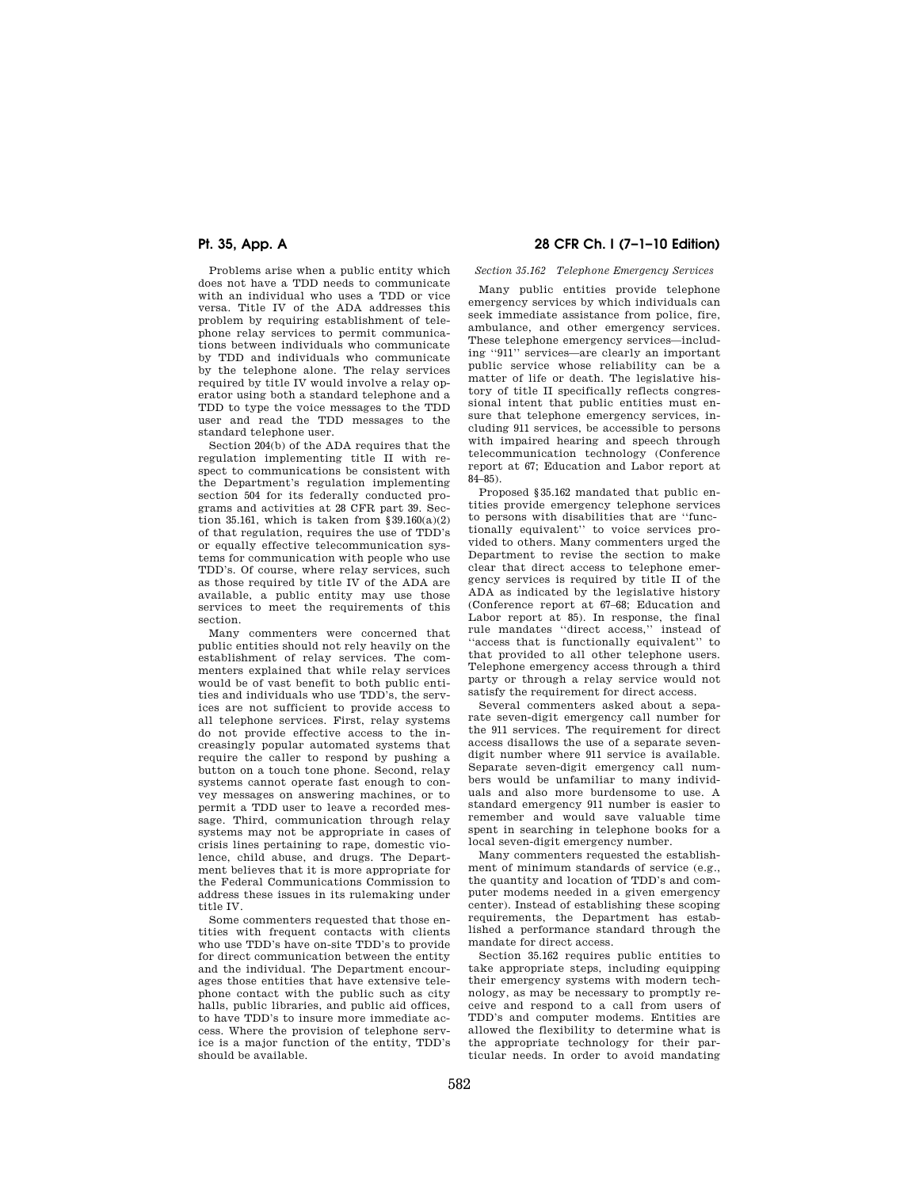Problems arise when a public entity which does not have a TDD needs to communicate with an individual who uses a TDD or vice versa. Title IV of the ADA addresses this problem by requiring establishment of telephone relay services to permit communications between individuals who communicate by TDD and individuals who communicate by the telephone alone. The relay services required by title IV would involve a relay operator using both a standard telephone and a TDD to type the voice messages to the TDD user and read the TDD messages to the standard telephone user.

Section 204(b) of the ADA requires that the regulation implementing title II with respect to communications be consistent with the Department's regulation implementing section 504 for its federally conducted programs and activities at 28 CFR part 39. Section 35.161, which is taken from §39.160(a)(2) of that regulation, requires the use of TDD's or equally effective telecommunication systems for communication with people who use TDD's. Of course, where relay services, such as those required by title IV of the ADA are available, a public entity may use those services to meet the requirements of this section.

Many commenters were concerned that public entities should not rely heavily on the establishment of relay services. The commenters explained that while relay services would be of vast benefit to both public entities and individuals who use TDD's, the services are not sufficient to provide access to all telephone services. First, relay systems do not provide effective access to the increasingly popular automated systems that require the caller to respond by pushing a button on a touch tone phone. Second, relay systems cannot operate fast enough to convey messages on answering machines, or to permit a TDD user to leave a recorded message. Third, communication through relay systems may not be appropriate in cases of crisis lines pertaining to rape, domestic violence, child abuse, and drugs. The Department believes that it is more appropriate for the Federal Communications Commission to address these issues in its rulemaking under title IV.

Some commenters requested that those entities with frequent contacts with clients who use TDD's have on-site TDD's to provide for direct communication between the entity and the individual. The Department encourages those entities that have extensive telephone contact with the public such as city halls, public libraries, and public aid offices, to have TDD's to insure more immediate access. Where the provision of telephone service is a major function of the entity, TDD's should be available.

*Section 35.162 Telephone Emergency Services*

Many public entities provide telephone emergency services by which individuals can seek immediate assistance from police, fire, ambulance, and other emergency services. These telephone emergency services—including "911" services—are clearly an important public service whose reliability can be a matter of life or death. The legislative history of title II specifically reflects congressional intent that public entities must ensure that telephone emergency services, including 911 services, be accessible to persons with impaired hearing and speech through telecommunication technology (Conference report at 67; Education and Labor report at 84–85).

Proposed §35.162 mandated that public entities provide emergency telephone services to persons with disabilities that are "functionally equivalent" to voice services provided to others. Many commenters urged the Department to revise the section to make clear that direct access to telephone emergency services is required by title II of the ADA as indicated by the legislative history (Conference report at 67–68; Education and Labor report at 85). In response, the final rule mandates "direct access," instead of "access that is functionally equivalent" to that provided to all other telephone users. Telephone emergency access through a third party or through a relay service would not satisfy the requirement for direct access.

Several commenters asked about a separate seven-digit emergency call number for the 911 services. The requirement for direct access disallows the use of a separate seven-digit number where 911 service is available. Separate seven-digit emergency call numbers would be unfamiliar to many individuals and also more burdensome to use. A standard emergency 911 number is easier to remember and would save valuable time spent in searching in telephone books for a local seven-digit emergency number.

Many commenters requested the establishment of minimum standards of service (e.g., the quantity and location of TDD's and computer modems needed in a given emergency center). Instead of establishing these scoping requirements, the Department has established a performance standard through the mandate for direct access.

Section 35.162 requires public entities to take appropriate steps, including equipping their emergency systems with modern technology, as may be necessary to promptly receive and respond to a call from users of TDD's and computer modems. Entities are allowed the flexibility to determine what is the appropriate technology for their particular needs. In order to avoid mandating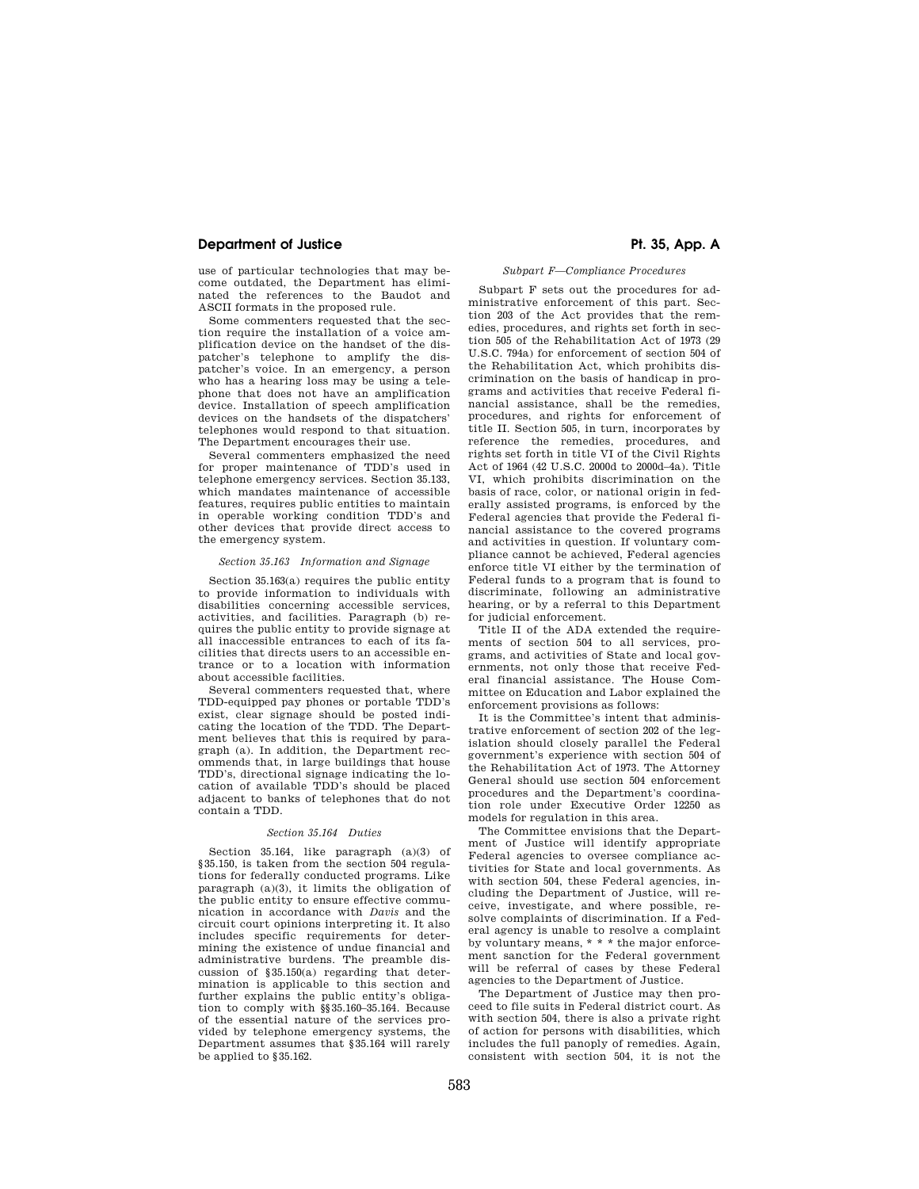use of particular technologies that may become outdated, the Department has eliminated the references to the Baudot and ASCII formats in the proposed rule.

Some commenters requested that the section require the installation of a voice amplification device on the handset of the dispatcher's telephone to amplify the dispatcher's voice. In an emergency, a person who has a hearing loss may be using a telephone that does not have an amplification device. Installation of speech amplification devices on the handsets of the dispatchers' telephones would respond to that situation. The Department encourages their use.

Several commenters emphasized the need for proper maintenance of TDD's used in telephone emergency services. Section 35.133, which mandates maintenance of accessible features, requires public entities to maintain in operable working condition TDD's and other devices that provide direct access to the emergency system.

*Section 35.163 Information and Signage*

Section 35.163(a) requires the public entity to provide information to individuals with disabilities concerning accessible services, activities, and facilities. Paragraph (b) requires the public entity to provide signage at all inaccessible entrances to each of its facilities that directs users to an accessible entrance or to a location with information about accessible facilities.

Several commenters requested that, where TDD-equipped pay phones or portable TDD's exist, clear signage should be posted indicating the location of the TDD. The Department believes that this is required by paragraph (a). In addition, the Department recommends that, in large buildings that house TDD's, directional signage indicating the location of available TDD's should be placed adjacent to banks of telephones that do not contain a TDD.

*Section 35.164 Duties*

Section 35.164, like paragraph (a)(3) of §35.150, is taken from the section 504 regulations for federally conducted programs. Like paragraph (a)(3), it limits the obligation of the public entity to ensure effective communication in accordance with *Davis* and the circuit court opinions interpreting it. It also includes specific requirements for determining the existence of undue financial and administrative burdens. The preamble discussion of §35.150(a) regarding that determination is applicable to this section and further explains the public entity's obligation to comply with §§35.160–35.164. Because of the essential nature of the services provided by telephone emergency systems, the Department assumes that §35.164 will rarely be applied to §35.162.

*Subpart F—Compliance Procedures*

Subpart F sets out the procedures for administrative enforcement of this part. Section 203 of the Act provides that the remedies, procedures, and rights set forth in section 505 of the Rehabilitation Act of 1973 (29 U.S.C. 794a) for enforcement of section 504 of the Rehabilitation Act, which prohibits discrimination on the basis of handicap in programs and activities that receive Federal financial assistance, shall be the remedies, procedures, and rights for enforcement of title II. Section 505, in turn, incorporates by reference the remedies, procedures, and rights set forth in title VI of the Civil Rights Act of 1964 (42 U.S.C. 2000d to 2000d–4a). Title VI, which prohibits discrimination on the basis of race, color, or national origin in federally assisted programs, is enforced by the Federal agencies that provide the Federal financial assistance to the covered programs and activities in question. If voluntary compliance cannot be achieved, Federal agencies enforce title VI either by the termination of Federal funds to a program that is found to discriminate, following an administrative hearing, or by a referral to this Department for judicial enforcement.

Title II of the ADA extended the requirements of section 504 to all services, programs, and activities of State and local governments, not only those that receive Federal financial assistance. The House Committee on Education and Labor explained the enforcement provisions as follows:

It is the Committee's intent that administrative enforcement of section 202 of the legislation should closely parallel the Federal government's experience with section 504 of the Rehabilitation Act of 1973. The Attorney General should use section 504 enforcement procedures and the Department's coordination role under Executive Order 12250 as models for regulation in this area.

The Committee envisions that the Department of Justice will identify appropriate Federal agencies to oversee compliance activities for State and local governments. As with section 504, these Federal agencies, including the Department of Justice, will receive, investigate, and where possible, resolve complaints of discrimination. If a Federal agency is unable to resolve a complaint by voluntary means, * * * the major enforcement sanction for the Federal government will be referral of cases by these Federal agencies to the Department of Justice.

The Department of Justice may then proceed to file suits in Federal district court. As with section 504, there is also a private right of action for persons with disabilities, which includes the full panoply of remedies. Again, consistent with section 504, it is not the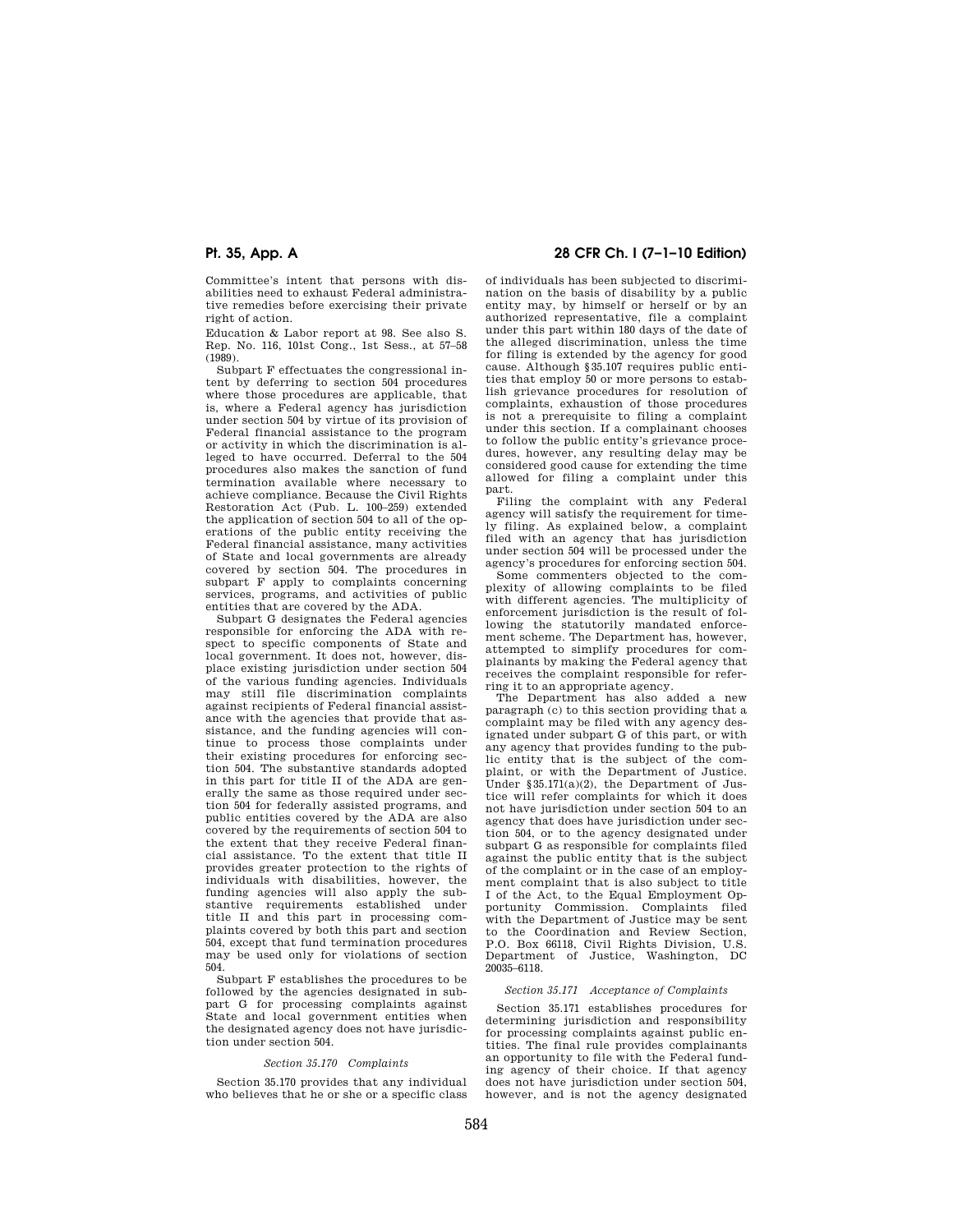Committee's intent that persons with disabilities need to exhaust Federal administrative remedies before exercising their private right of action.

Education & Labor report at 98. See also S. Rep. No. 116, 101st Cong., 1st Sess., at 57–58 (1989).

Subpart F effectuates the congressional intent by deferring to section 504 procedures where those procedures are applicable, that is, where a Federal agency has jurisdiction under section 504 by virtue of its provision of Federal financial assistance to the program or activity in which the discrimination is alleged to have occurred. Deferral to the 504 procedures also makes the sanction of fund termination available where necessary to achieve compliance. Because the Civil Rights Restoration Act (Pub. L. 100–259) extended the application of section 504 to all of the operations of the public entity receiving the Federal financial assistance, many activities of State and local governments are already covered by section 504. The procedures in subpart F apply to complaints concerning services, programs, and activities of public entities that are covered by the ADA.

Subpart G designates the Federal agencies responsible for enforcing the ADA with respect to specific components of State and local government. It does not, however, displace existing jurisdiction under section 504 of the various funding agencies. Individuals may still file discrimination complaints against recipients of Federal financial assistance with the agencies that provide that assistance, and the funding agencies will continue to process those complaints under their existing procedures for enforcing section 504. The substantive standards adopted in this part for title II of the ADA are generally the same as those required under section 504 for federally assisted programs, and public entities covered by the ADA are also covered by the requirements of section 504 to the extent that they receive Federal financial assistance. To the extent that title II provides greater protection to the rights of individuals with disabilities, however, the funding agencies will also apply the substantive requirements established under title II and this part in processing complaints covered by both this part and section 504, except that fund termination procedures may be used only for violations of section 504.

Subpart F establishes the procedures to be followed by the agencies designated in subpart G for processing complaints against State and local government entities when the designated agency does not have jurisdiction under section 504.

*Section 35.170 Complaints*

Section 35.170 provides that any individual who believes that he or she or a specific class of individuals has been subjected to discrimination on the basis of disability by a public entity may, by himself or herself or by an authorized representative, file a complaint under this part within 180 days of the date of the alleged discrimination, unless the time for filing is extended by the agency for good cause. Although §35.107 requires public entities that employ 50 or more persons to establish grievance procedures for resolution of complaints, exhaustion of those procedures is not a prerequisite to filing a complaint under this section. If a complainant chooses to follow the public entity's grievance procedures, however, any resulting delay may be considered good cause for extending the time allowed for filing a complaint under this part.

Filing the complaint with any Federal agency will satisfy the requirement for timely filing. As explained below, a complaint filed with an agency that has jurisdiction under section 504 will be processed under the agency's procedures for enforcing section 504.

Some commenters objected to the complexity of allowing complaints to be filed with different agencies. The multiplicity of enforcement jurisdiction is the result of following the statutorily mandated enforcement scheme. The Department has, however, attempted to simplify procedures for complainants by making the Federal agency that receives the complaint responsible for referring it to an appropriate agency.

The Department has also added a new paragraph (c) to this section providing that a complaint may be filed with any agency designated under subpart G of this part, or with any agency that provides funding to the public entity that is the subject of the complaint, or with the Department of Justice. Under §35.171(a)(2), the Department of Justice will refer complaints for which it does not have jurisdiction under section 504 to an agency that does have jurisdiction under section 504, or to the agency designated under subpart G as responsible for complaints filed against the public entity that is the subject of the complaint or in the case of an employment complaint that is also subject to title I of the Act, to the Equal Employment Opportunity Commission. Complaints filed with the Department of Justice may be sent to the Coordination and Review Section, P.O. Box 66118, Civil Rights Division, U.S. Department of Justice, Washington, DC 20035–6118.

*Section 35.171 Acceptance of Complaints*

Section 35.171 establishes procedures for determining jurisdiction and responsibility for processing complaints against public entities. The final rule provides complainants an opportunity to file with the Federal funding agency of their choice. If that agency does not have jurisdiction under section 504, however, and is not the agency designated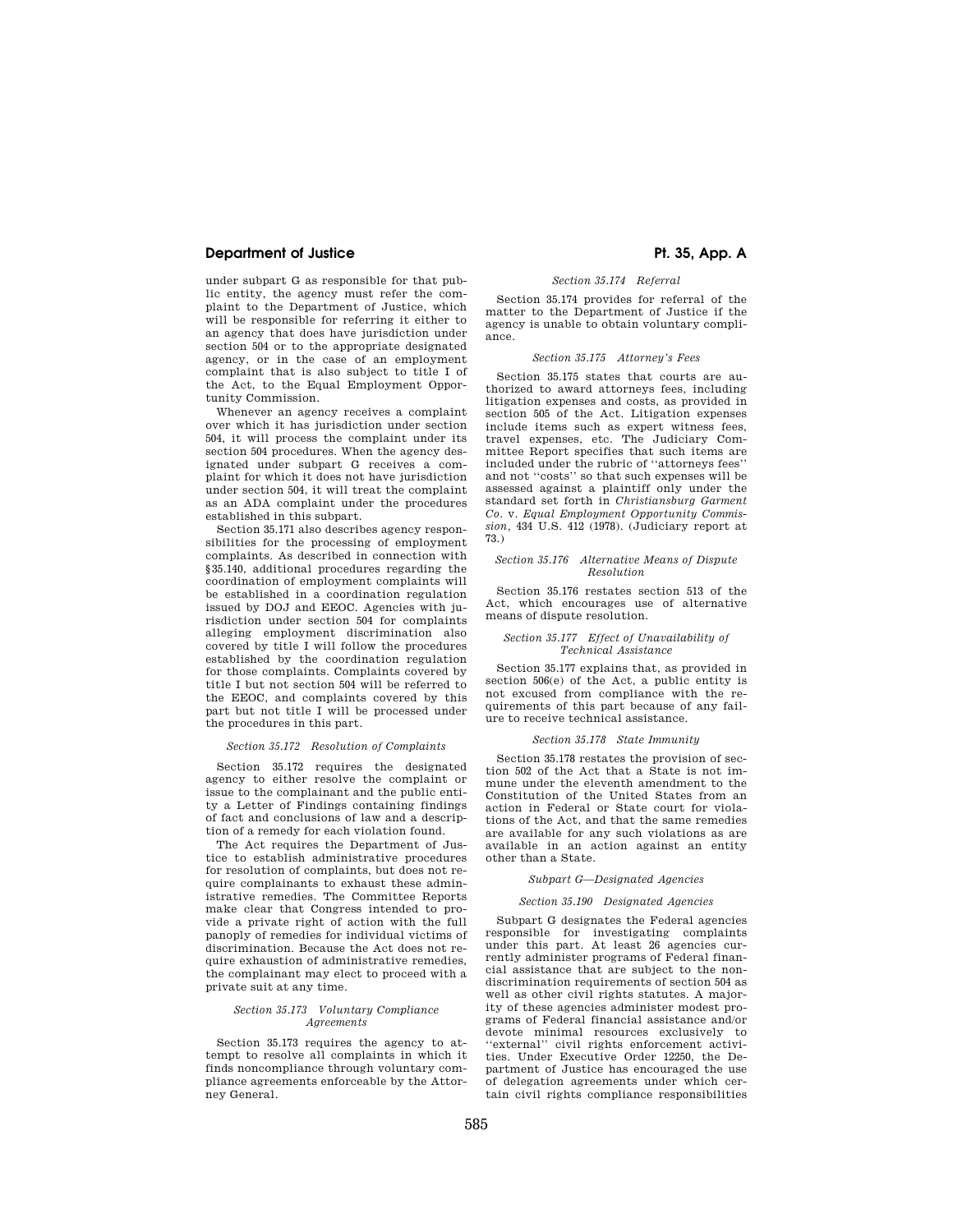under subpart G as responsible for that public entity, the agency must refer the complaint to the Department of Justice, which will be responsible for referring it either to an agency that does have jurisdiction under section 504 or to the appropriate designated agency, or in the case of an employment complaint that is also subject to title I of the Act, to the Equal Employment Opportunity Commission.

Whenever an agency receives a complaint over which it has jurisdiction under section 504, it will process the complaint under its section 504 procedures. When the agency designated under subpart G receives a complaint for which it does not have jurisdiction under section 504, it will treat the complaint as an ADA complaint under the procedures established in this subpart.

Section 35.171 also describes agency responsibilities for the processing of employment complaints. As described in connection with §35.140, additional procedures regarding the coordination of employment complaints will be established in a coordination regulation issued by DOJ and EEOC. Agencies with jurisdiction under section 504 for complaints alleging employment discrimination also covered by title I will follow the procedures established by the coordination regulation for those complaints. Complaints covered by title I but not section 504 will be referred to the EEOC, and complaints covered by this part but not title I will be processed under the procedures in this part.

*Section 35.172 Resolution of Complaints*

Section 35.172 requires the designated agency to either resolve the complaint or issue to the complainant and the public entity a Letter of Findings containing findings of fact and conclusions of law and a description of a remedy for each violation found.

The Act requires the Department of Justice to establish administrative procedures for resolution of complaints, but does not require complainants to exhaust these administrative remedies. The Committee Reports make clear that Congress intended to provide a private right of action with the full panoply of remedies for individual victims of discrimination. Because the Act does not require exhaustion of administrative remedies, the complainant may elect to proceed with a private suit at any time.

*Section 35.173 Voluntary Compliance Agreements*

Section 35.173 requires the agency to attempt to resolve all complaints in which it finds noncompliance through voluntary compliance agreements enforceable by the Attorney General.

*Section 35.174 Referral*

Section 35.174 provides for referral of the matter to the Department of Justice if the agency is unable to obtain voluntary compliance.

*Section 35.175 Attorney's Fees*

Section 35.175 states that courts are authorized to award attorneys fees, including litigation expenses and costs, as provided in section 505 of the Act. Litigation expenses include items such as expert witness fees, travel expenses, etc. The Judiciary Committee Report specifies that such items are included under the rubric of "attorneys fees" and not "costs" so that such expenses will be assessed against a plaintiff only under the standard set forth in *Christiansburg Garment Co.* v. *Equal Employment Opportunity Commission*, 434 U.S. 412 (1978). (Judiciary report at 73.)

*Section 35.176 Alternative Means of Dispute Resolution*

Section 35.176 restates section 513 of the Act, which encourages use of alternative means of dispute resolution.

*Section 35.177 Effect of Unavailability of Technical Assistance*

Section 35.177 explains that, as provided in section 506(e) of the Act, a public entity is not excused from compliance with the requirements of this part because of any failure to receive technical assistance.

*Section 35.178 State Immunity*

Section 35.178 restates the provision of section 502 of the Act that a State is not immune under the eleventh amendment to the Constitution of the United States from an action in Federal or State court for violations of the Act, and that the same remedies are available for any such violations as are available in an action against an entity other than a State.

*Subpart G—Designated Agencies*

*Section 35.190 Designated Agencies*

Subpart G designates the Federal agencies responsible for investigating complaints under this part. At least 26 agencies currently administer programs of Federal financial assistance that are subject to the nondiscrimination requirements of section 504 as well as other civil rights statutes. A majority of these agencies administer modest programs of Federal financial assistance and/or devote minimal resources exclusively to "external" civil rights enforcement activities. Under Executive Order 12250, the Department of Justice has encouraged the use of delegation agreements under which certain civil rights compliance responsibilities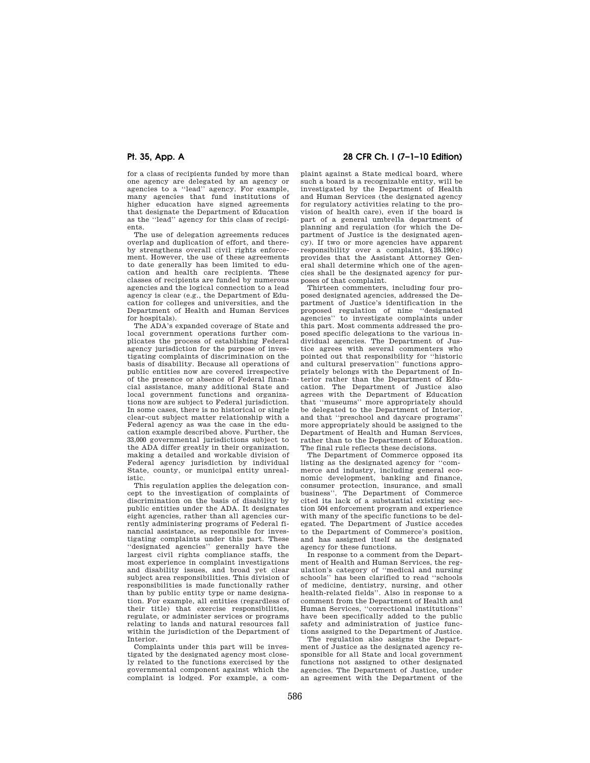for a class of recipients funded by more than one agency are delegated by an agency or agencies to a ''lead'' agency. For example, many agencies that fund institutions of higher education have signed agreements that designate the Department of Education as the ''lead'' agency for this class of recipients.

The use of delegation agreements reduces overlap and duplication of effort, and thereby strengthens overall civil rights enforcement. However, the use of these agreements to date generally has been limited to education and health care recipients. These classes of recipients are funded by numerous agencies and the logical connection to a lead agency is clear (e.g., the Department of Education for colleges and universities, and the Department of Health and Human Services for hospitals).

The ADA's expanded coverage of State and local government operations further complicates the process of establishing Federal agency jurisdiction for the purpose of investigating complaints of discrimination on the basis of disability. Because all operations of public entities now are covered irrespective of the presence or absence of Federal financial assistance, many additional State and local government functions and organizations now are subject to Federal jurisdiction. In some cases, there is no historical or single clear-cut subject matter relationship with a Federal agency as was the case in the education example described above. Further, the 33,000 governmental jurisdictions subject to the ADA differ greatly in their organization, making a detailed and workable division of Federal agency jurisdiction by individual State, county, or municipal entity unrealistic.

This regulation applies the delegation concept to the investigation of complaints of discrimination on the basis of disability by public entities under the ADA. It designates eight agencies, rather than all agencies currently administering programs of Federal financial assistance, as responsible for investigating complaints under this part. These ''designated agencies'' generally have the largest civil rights compliance staffs, the most experience in complaint investigations and disability issues, and broad yet clear subject area responsibilities. This division of responsibilities is made functionally rather than by public entity type or name designation. For example, all entities (regardless of their title) that exercise responsibilities, regulate, or administer services or programs relating to lands and natural resources fall within the jurisdiction of the Department of Interior.

Complaints under this part will be investigated by the designated agency most closely related to the functions exercised by the governmental component against which the complaint is lodged. For example, a complaint against a State medical board, where such a board is a recognizable entity, will be investigated by the Department of Health and Human Services (the designated agency for regulatory activities relating to the provision of health care), even if the board is part of a general umbrella department of planning and regulation (for which the Department of Justice is the designated agency). If two or more agencies have apparent responsibility over a complaint, §35.190(c) provides that the Assistant Attorney General shall determine which one of the agencies shall be the designated agency for purposes of that complaint.

Thirteen commenters, including four proposed designated agencies, addressed the Department of Justice's identification in the proposed regulation of nine ''designated agencies'' to investigate complaints under this part. Most comments addressed the proposed specific delegations to the various individual agencies. The Department of Justice agrees with several commenters who pointed out that responsibility for ''historic and cultural preservation'' functions appropriately belongs with the Department of Interior rather than the Department of Education. The Department of Justice also agrees with the Department of Education that ''museums'' more appropriately should be delegated to the Department of Interior, and that ''preschool and daycare programs'' more appropriately should be assigned to the Department of Health and Human Services, rather than to the Department of Education. The final rule reflects these decisions.

The Department of Commerce opposed its listing as the designated agency for ''commerce and industry, including general economic development, banking and finance, consumer protection, insurance, and small business''. The Department of Commerce cited its lack of a substantial existing section 504 enforcement program and experience with many of the specific functions to be delegated. The Department of Justice accedes to the Department of Commerce's position, and has assigned itself as the designated agency for these functions.

In response to a comment from the Department of Health and Human Services, the regulation's category of ''medical and nursing schools'' has been clarified to read ''schools of medicine, dentistry, nursing, and other health-related fields''. Also in response to a comment from the Department of Health and Human Services, ''correctional institutions'' have been specifically added to the public safety and administration of justice functions assigned to the Department of Justice.

The regulation also assigns the Department of Justice as the designated agency responsible for all State and local government functions not assigned to other designated agencies. The Department of Justice, under an agreement with the Department of the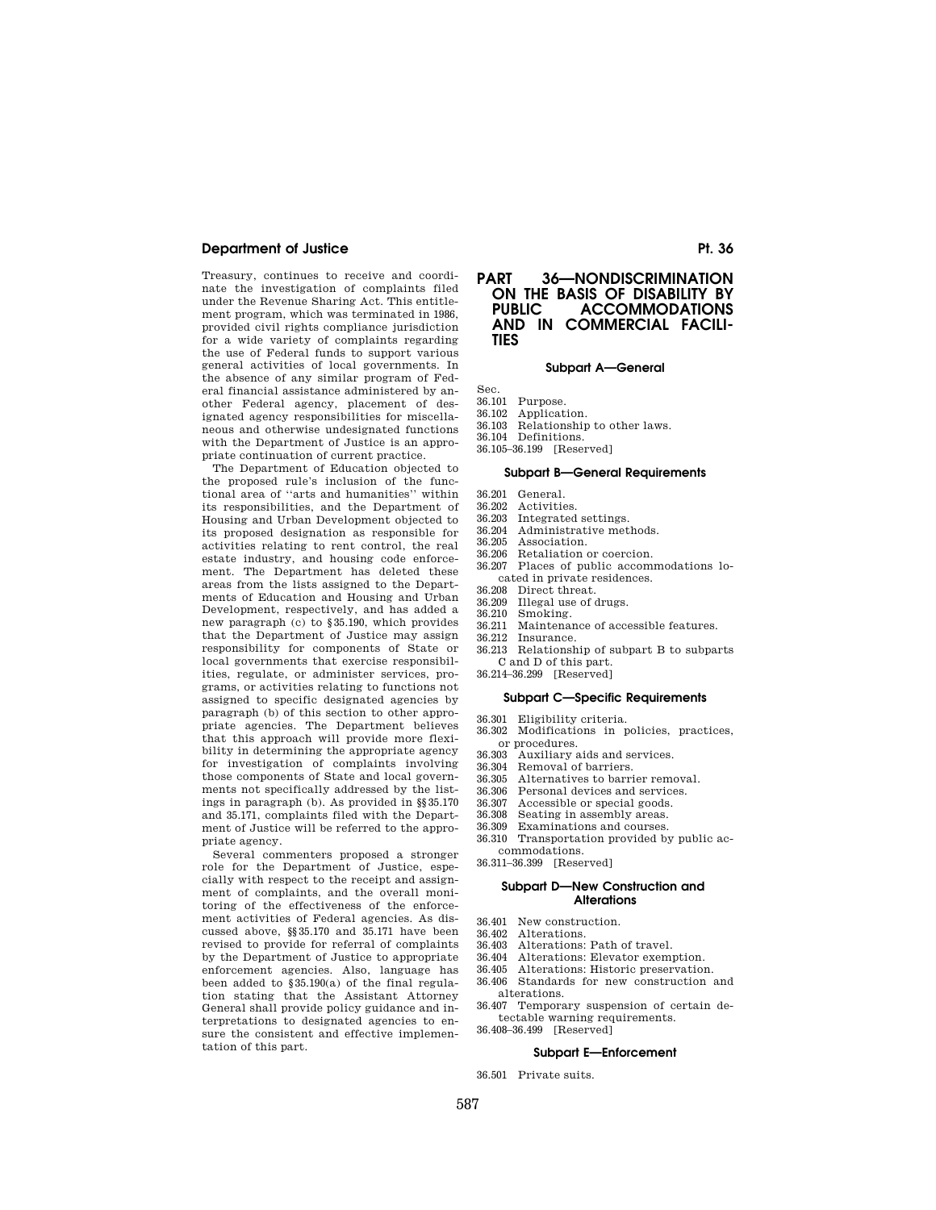Treasury, continues to receive and coordinate the investigation of complaints filed under the Revenue Sharing Act. This entitlement program, which was terminated in 1986, provided civil rights compliance jurisdiction for a wide variety of complaints regarding the use of Federal funds to support various general activities of local governments. In the absence of any similar program of Federal financial assistance administered by another Federal agency, placement of designated agency responsibilities for miscellaneous and otherwise undesignated functions with the Department of Justice is an appropriate continuation of current practice.

The Department of Education objected to the proposed rule's inclusion of the functional area of ''arts and humanities'' within its responsibilities, and the Department of Housing and Urban Development objected to its proposed designation as responsible for activities relating to rent control, the real estate industry, and housing code enforcement. The Department has deleted these areas from the lists assigned to the Departments of Education and Housing and Urban Development, respectively, and has added a new paragraph (c) to §35.190, which provides that the Department of Justice may assign responsibility for components of State or local governments that exercise responsibilities, regulate, or administer services, programs, or activities relating to functions not assigned to specific designated agencies by paragraph (b) of this section to other appropriate agencies. The Department believes that this approach will provide more flexibility in determining the appropriate agency for investigation of complaints involving those components of State and local governments not specifically addressed by the listings in paragraph (b). As provided in §§35.170 and 35.171, complaints filed with the Department of Justice will be referred to the appropriate agency.

Several commenters proposed a stronger role for the Department of Justice, especially with respect to the receipt and assignment of complaints, and the overall monitoring of the effectiveness of the enforcement activities of Federal agencies. As discussed above, §§35.170 and 35.171 have been revised to provide for referral of complaints by the Department of Justice to appropriate enforcement agencies. Also, language has been added to §35.190(a) of the final regulation stating that the Assistant Attorney General shall provide policy guidance and interpretations to designated agencies to ensure the consistent and effective implementation of this part.

# PART 36—NONDISCRIMINATION ON THE BASIS OF DISABILITY BY PUBLIC ACCOMMODATIONS AND IN COMMERCIAL FACILITIES

## Subpart A—General

Sec.
36.101 Purpose.
36.102 Application.
36.103 Relationship to other laws.
36.104 Definitions.
36.105–36.199 [Reserved]

## Subpart B—General Requirements

36.201 General.
36.202 Activities.
36.203 Integrated settings.
36.204 Administrative methods.
36.205 Association.
36.206 Retaliation or coercion.
36.207 Places of public accommodations located in private residences.
36.208 Direct threat.
36.209 Illegal use of drugs.
36.210 Smoking.
36.211 Maintenance of accessible features.
36.212 Insurance.
36.213 Relationship of subpart B to subparts C and D of this part.
36.214–36.299 [Reserved]

## Subpart C—Specific Requirements

36.301 Eligibility criteria.
36.302 Modifications in policies, practices, or procedures.
36.303 Auxiliary aids and services.
36.304 Removal of barriers.
36.305 Alternatives to barrier removal.
36.306 Personal devices and services.
36.307 Accessible or special goods.
36.308 Seating in assembly areas.
36.309 Examinations and courses.
36.310 Transportation provided by public accommodations.
36.311–36.399 [Reserved]

## Subpart D—New Construction and Alterations

36.401 New construction.
36.402 Alterations.
36.403 Alterations: Path of travel.
36.404 Alterations: Elevator exemption.
36.405 Alterations: Historic preservation.
36.406 Standards for new construction and alterations.
36.407 Temporary suspension of certain detectable warning requirements.
36.408–36.499 [Reserved]

## Subpart E—Enforcement

36.501 Private suits.